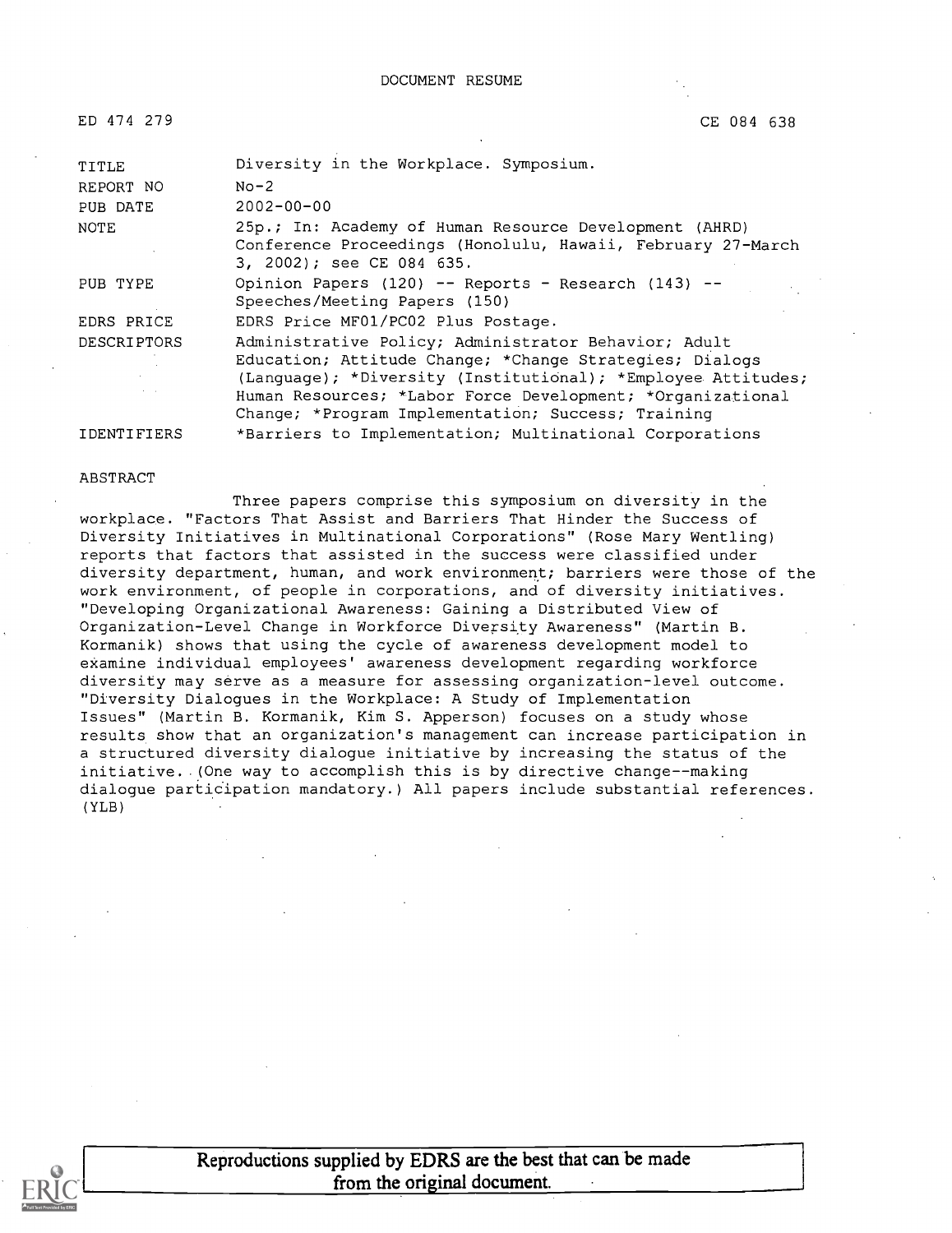DOCUMENT RESUME

ED 474 279 CE 084 638

| | |
|---|---|
| TITLE | Diversity in the Workplace. Symposium. |
| REPORT NO | No-2 |
| PUB DATE | 2002-00-00 |
| NOTE | 25p.; In: Academy of Human Resource Development (AHRD) Conference Proceedings (Honolulu, Hawaii, February 27-March 3, 2002); see CE 084 635. |
| PUB TYPE | Opinion Papers (120) -- Reports - Research (143) -- Speeches/Meeting Papers (150) |
| EDRS PRICE | EDRS Price MF01/PC02 Plus Postage. |
| DESCRIPTORS | Administrative Policy; Administrator Behavior; Adult Education; Attitude Change; *Change Strategies; Dialogs (Language); *Diversity (Institutional); *Employee Attitudes; Human Resources; *Labor Force Development; *Organizational Change; *Program Implementation; Success; Training |
| IDENTIFIERS | *Barriers to Implementation; Multinational Corporations |

ABSTRACT

Three papers comprise this symposium on diversity in the workplace. "Factors That Assist and Barriers That Hinder the Success of Diversity Initiatives in Multinational Corporations" (Rose Mary Wentling) reports that factors that assisted in the success were classified under diversity department, human, and work environment; barriers were those of the work environment, of people in corporations, and of diversity initiatives. "Developing Organizational Awareness: Gaining a Distributed View of Organization-Level Change in Workforce Diversity Awareness" (Martin B. Kormanik) shows that using the cycle of awareness development model to examine individual employees' awareness development regarding workforce diversity may serve as a measure for assessing organization-level outcome. "Diversity Dialogues in the Workplace: A Study of Implementation Issues" (Martin B. Kormanik, Kim S. Apperson) focuses on a study whose results show that an organization's management can increase participation in a structured diversity dialogue initiative by increasing the status of the initiative. (One way to accomplish this is by directive change--making dialogue participation mandatory.) All papers include substantial references. (YLB)

Reproductions supplied by EDRS are the best that can be made from the original document.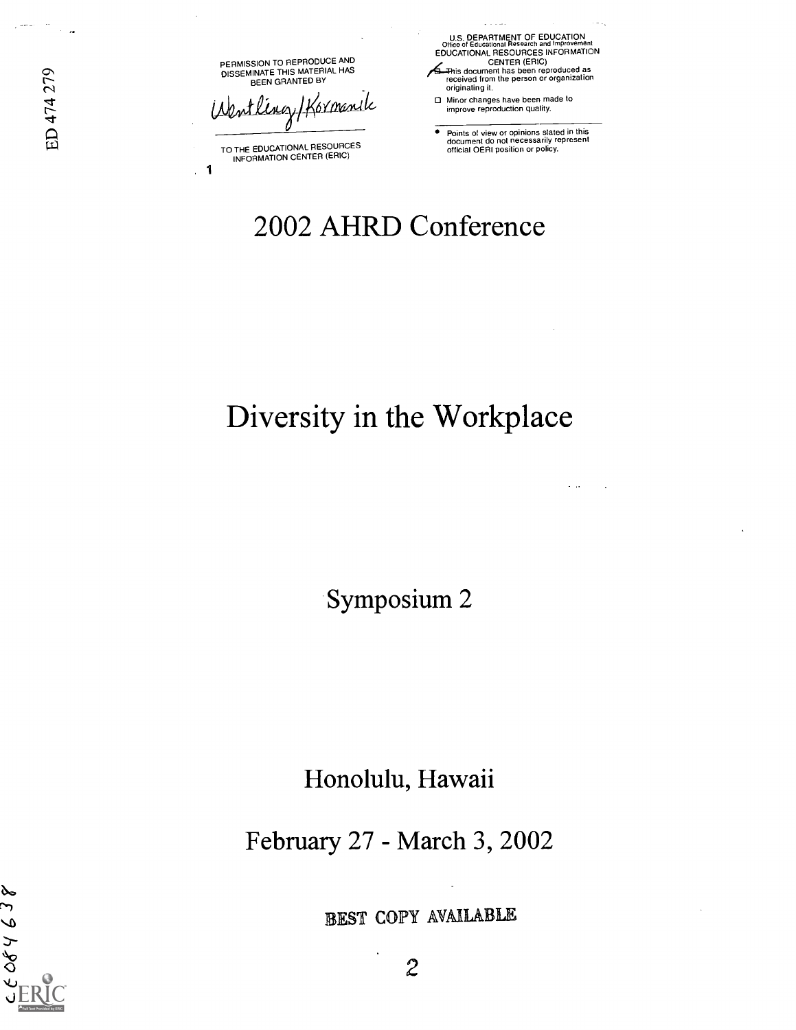ED 474 279

PERMISSION TO REPRODUCE AND DISSEMINATE THIS MATERIAL HAS BEEN GRANTED BY

Wentling/Kormanik

TO THE EDUCATIONAL RESOURCES INFORMATION CENTER (ERIC)

1

U.S. DEPARTMENT OF EDUCATION
Office of Educational Research and Improvement
EDUCATIONAL RESOURCES INFORMATION CENTER (ERIC)

This document has been reproduced as received from the person or organization originating it.

Minor changes have been made to improve reproduction quality.

- Points of view or opinions stated in this document do not necessarily represent official OERI position or policy.

# 2002 AHRD Conference

# Diversity in the Workplace

## Symposium 2

## Honolulu, Hawaii

## February 27 - March 3, 2002

BEST COPY AVAILABLE

CE084638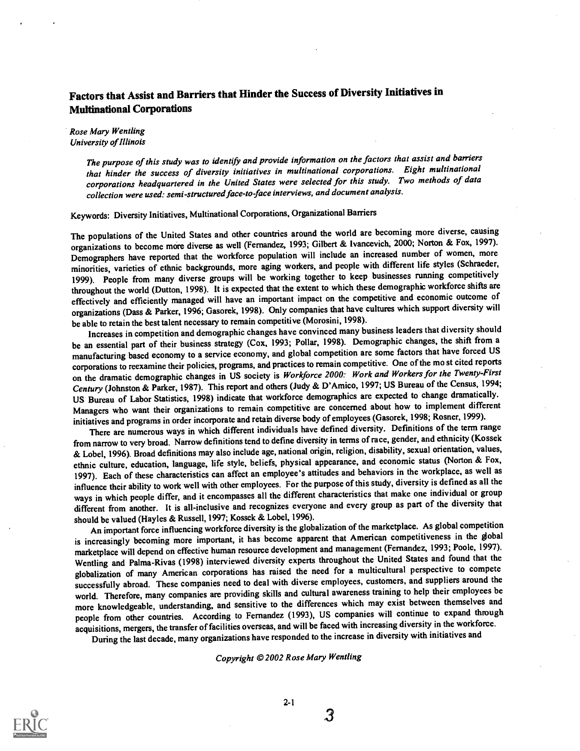## Factors that Assist and Barriers that Hinder the Success of Diversity Initiatives in Multinational Corporations

*Rose Mary Wentling*
*University of Illinois*

*The purpose of this study was to identify and provide information on the factors that assist and barriers that hinder the success of diversity initiatives in multinational corporations. Eight multinational corporations headquartered in the United States were selected for this study. Two methods of data collection were used: semi-structured face-to-face interviews, and document analysis.*

Keywords: Diversity Initiatives, Multinational Corporations, Organizational Barriers

The populations of the United States and other countries around the world are becoming more diverse, causing organizations to become more diverse as well (Fernandez, 1993; Gilbert & Ivancevich, 2000; Norton & Fox, 1997). Demographers have reported that the workforce population will include an increased number of women, more minorities, varieties of ethnic backgrounds, more aging workers, and people with different life styles (Schraeder, 1999). People from many diverse groups will be working together to keep businesses running competitively throughout the world (Dutton, 1998). It is expected that the extent to which these demographic workforce shifts are effectively and efficiently managed will have an important impact on the competitive and economic outcome of organizations (Dass & Parker, 1996; Gasorek, 1998). Only companies that have cultures which support diversity will be able to retain the best talent necessary to remain competitive (Morosini, 1998).

Increases in competition and demographic changes have convinced many business leaders that diversity should be an essential part of their business strategy (Cox, 1993; Pollar, 1998). Demographic changes, the shift from a manufacturing based economy to a service economy, and global competition are some factors that have forced US corporations to reexamine their policies, programs, and practices to remain competitive. One of the mo st cited reports on the dramatic demographic changes in US society is *Workforce 2000: Work and Workers for the Twenty-First Century* (Johnston & Parker, 1987). This report and others (Judy & D'Amico, 1997; US Bureau of the Census, 1994; US Bureau of Labor Statistics, 1998) indicate that workforce demographics are expected to change dramatically. Managers who want their organizations to remain competitive are concerned about how to implement different initiatives and programs in order incorporate and retain diverse body of employees (Gasorek, 1998; Rosner, 1999).

There are numerous ways in which different individuals have defined diversity. Definitions of the term range from narrow to very broad. Narrow definitions tend to define diversity in terms of race, gender, and ethnicity (Kossek & Lobel, 1996). Broad definitions may also include age, national origin, religion, disability, sexual orientation, values, ethnic culture, education, language, life style, beliefs, physical appearance, and economic status (Norton & Fox, 1997). Each of these characteristics can affect an employee's attitudes and behaviors in the workplace, as well as influence their ability to work well with other employees. For the purpose of this study, diversity is defined as all the ways in which people differ, and it encompasses all the different characteristics that make one individual or group different from another. It is all-inclusive and recognizes everyone and every group as part of the diversity that should be valued (Hayles & Russell, 1997; Kossek & Lobel, 1996).

An important force influencing workforce diversity is the globalization of the marketplace. As global competition is increasingly becoming more important, it has become apparent that American competitiveness in the global marketplace will depend on effective human resource development and management (Fernandez, 1993; Poole, 1997). Wentling and Palma-Rivas (1998) interviewed diversity experts throughout the United States and found that the globalization of many American corporations has raised the need for a multicultural perspective to compete successfully abroad. These companies need to deal with diverse employees, customers, and suppliers around the world. Therefore, many companies are providing skills and cultural awareness training to help their employees be more knowledgeable, understanding, and sensitive to the differences which may exist between themselves and people from other countries. According to Fernandez (1993), US companies will continue to expand through acquisitions, mergers, the transfer of facilities overseas, and will be faced with increasing diversity in the workforce.

During the last decade, many organizations have responded to the increase in diversity with initiatives and

*Copyright © 2002 Rose Mary Wentling*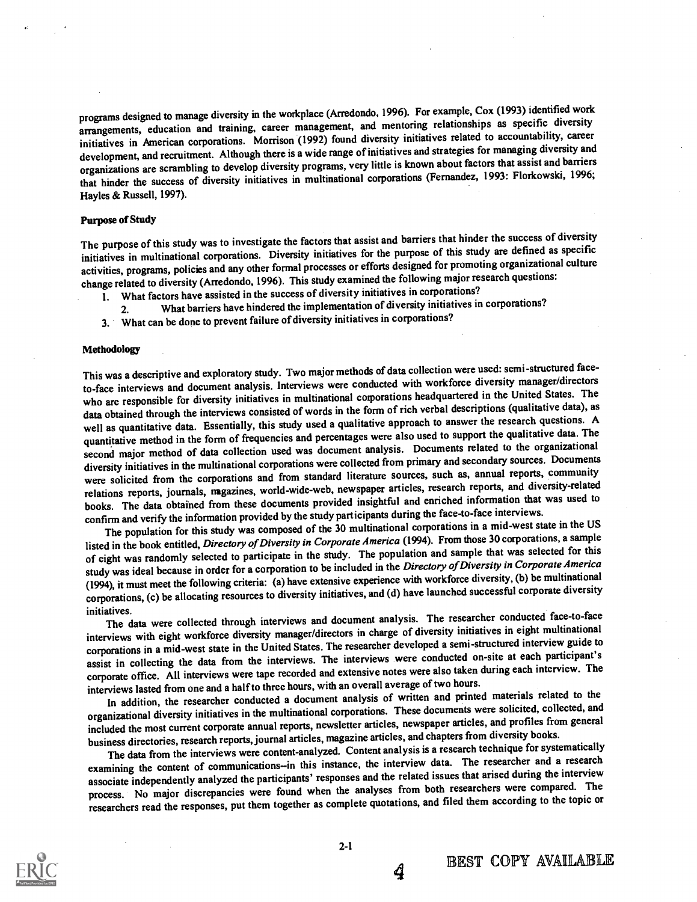programs designed to manage diversity in the workplace (Arredondo, 1996). For example, Cox (1993) identified work arrangements, education and training, career management, and mentoring relationships as specific diversity initiatives in American corporations. Morrison (1992) found diversity initiatives related to accountability, career development, and recruitment. Although there is a wide range of initiatives and strategies for managing diversity and organizations are scrambling to develop diversity programs, very little is known about factors that assist and barriers that hinder the success of diversity initiatives in multinational corporations (Fernandez, 1993: Florkowski, 1996; Hayles & Russell, 1997).

**Purpose of Study**

The purpose of this study was to investigate the factors that assist and barriers that hinder the success of diversity initiatives in multinational corporations. Diversity initiatives for the purpose of this study are defined as specific activities, programs, policies and any other formal processes or efforts designed for promoting organizational culture change related to diversity (Arredondo, 1996). This study examined the following major research questions:

1. What factors have assisted in the success of diversity initiatives in corporations?
2. What barriers have hindered the implementation of diversity initiatives in corporations?
3. What can be done to prevent failure of diversity initiatives in corporations?

**Methodology**

This was a descriptive and exploratory study. Two major methods of data collection were used: semi-structured face-to-face interviews and document analysis. Interviews were conducted with workforce diversity manager/directors who are responsible for diversity initiatives in multinational corporations headquartered in the United States. The data obtained through the interviews consisted of words in the form of rich verbal descriptions (qualitative data), as well as quantitative data. Essentially, this study used a qualitative approach to answer the research questions. A quantitative method in the form of frequencies and percentages were also used to support the qualitative data. The second major method of data collection used was document analysis. Documents related to the organizational diversity initiatives in the multinational corporations were collected from primary and secondary sources. Documents were solicited from the corporations and from standard literature sources, such as, annual reports, community relations reports, journals, magazines, world-wide-web, newspaper articles, research reports, and diversity-related books. The data obtained from these documents provided insightful and enriched information that was used to confirm and verify the information provided by the study participants during the face-to-face interviews.

The population for this study was composed of the 30 multinational corporations in a mid-west state in the US listed in the book entitled, *Directory of Diversity in Corporate America* (1994). From those 30 corporations, a sample of eight was randomly selected to participate in the study. The population and sample that was selected for this study was ideal because in order for a corporation to be included in the *Directory of Diversity in Corporate America* (1994), it must meet the following criteria: (a) have extensive experience with workforce diversity, (b) be multinational corporations, (c) be allocating resources to diversity initiatives, and (d) have launched successful corporate diversity initiatives.

The data were collected through interviews and document analysis. The researcher conducted face-to-face interviews with eight workforce diversity manager/directors in charge of diversity initiatives in eight multinational corporations in a mid-west state in the United States. The researcher developed a semi-structured interview guide to assist in collecting the data from the interviews. The interviews were conducted on-site at each participant's corporate office. All interviews were tape recorded and extensive notes were also taken during each interview. The interviews lasted from one and a half to three hours, with an overall average of two hours.

In addition, the researcher conducted a document analysis of written and printed materials related to the organizational diversity initiatives in the multinational corporations. These documents were solicited, collected, and included the most current corporate annual reports, newsletter articles, newspaper articles, and profiles from general business directories, research reports, journal articles, magazine articles, and chapters from diversity books.

The data from the interviews were content-analyzed. Content analysis is a research technique for systematically examining the content of communications--in this instance, the interview data. The researcher and a research associate independently analyzed the participants' responses and the related issues that arised during the interview process. No major discrepancies were found when the analyses from both researchers were compared. The researchers read the responses, put them together as complete quotations, and filed them according to the topic or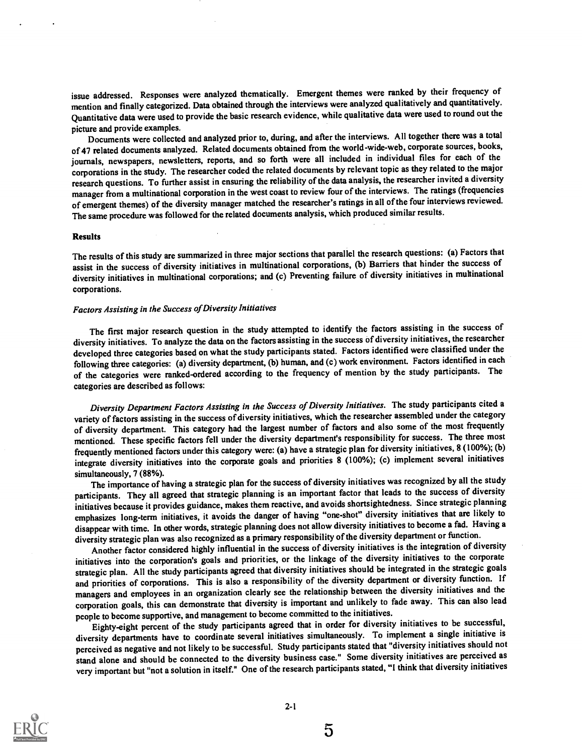issue addressed. Responses were analyzed thematically. Emergent themes were ranked by their frequency of mention and finally categorized. Data obtained through the interviews were analyzed qualitatively and quantitatively. Quantitative data were used to provide the basic research evidence, while qualitative data were used to round out the picture and provide examples.

Documents were collected and analyzed prior to, during, and after the interviews. All together there was a total of 47 related documents analyzed. Related documents obtained from the world-wide-web, corporate sources, books, journals, newspapers, newsletters, reports, and so forth were all included in individual files for each of the corporations in the study. The researcher coded the related documents by relevant topic as they related to the major research questions. To further assist in ensuring the reliability of the data analysis, the researcher invited a diversity manager from a multinational corporation in the west coast to review four of the interviews. The ratings (frequencies of emergent themes) of the diversity manager matched the researcher's ratings in all of the four interviews reviewed. The same procedure was followed for the related documents analysis, which produced similar results.

## Results

The results of this study are summarized in three major sections that parallel the research questions: (a) Factors that assist in the success of diversity initiatives in multinational corporations, (b) Barriers that hinder the success of diversity initiatives in multinational corporations; and (c) Preventing failure of diversity initiatives in multinational corporations.

### *Factors Assisting in the Success of Diversity Initiatives*

The first major research question in the study attempted to identify the factors assisting in the success of diversity initiatives. To analyze the data on the factors assisting in the success of diversity initiatives, the researcher developed three categories based on what the study participants stated. Factors identified were classified under the following three categories: (a) diversity department, (b) human, and (c) work environment. Factors identified in each of the categories were ranked-ordered according to the frequency of mention by the study participants. The categories are described as follows:

*Diversity Department Factors Assisting in the Success of Diversity Initiatives.* The study participants cited a variety of factors assisting in the success of diversity initiatives, which the researcher assembled under the category of diversity department. This category had the largest number of factors and also some of the most frequently mentioned. These specific factors fell under the diversity department's responsibility for success. The three most frequently mentioned factors under this category were: (a) have a strategic plan for diversity initiatives, 8 (100%); (b) integrate diversity initiatives into the corporate goals and priorities 8 (100%); (c) implement several initiatives simultaneously, 7 (88%).

The importance of having a strategic plan for the success of diversity initiatives was recognized by all the study participants. They all agreed that strategic planning is an important factor that leads to the success of diversity initiatives because it provides guidance, makes them reactive, and avoids shortsightedness. Since strategic planning emphasizes long-term initiatives, it avoids the danger of having "one-shot" diversity initiatives that are likely to disappear with time. In other words, strategic planning does not allow diversity initiatives to become a fad. Having a diversity strategic plan was also recognized as a primary responsibility of the diversity department or function.

Another factor considered highly influential in the success of diversity initiatives is the integration of diversity initiatives into the corporation's goals and priorities, or the linkage of the diversity initiatives to the corporate strategic plan. All the study participants agreed that diversity initiatives should be integrated in the strategic goals and priorities of corporations. This is also a responsibility of the diversity department or diversity function. If managers and employees in an organization clearly see the relationship between the diversity initiatives and the corporation goals, this can demonstrate that diversity is important and unlikely to fade away. This can also lead people to become supportive, and management to become committed to the initiatives.

Eighty-eight percent of the study participants agreed that in order for diversity initiatives to be successful, diversity departments have to coordinate several initiatives simultaneously. To implement a single initiative is perceived as negative and not likely to be successful. Study participants stated that "diversity initiatives should not stand alone and should be connected to the diversity business case." Some diversity initiatives are perceived as very important but "not a solution in itself." One of the research participants stated, "I think that diversity initiatives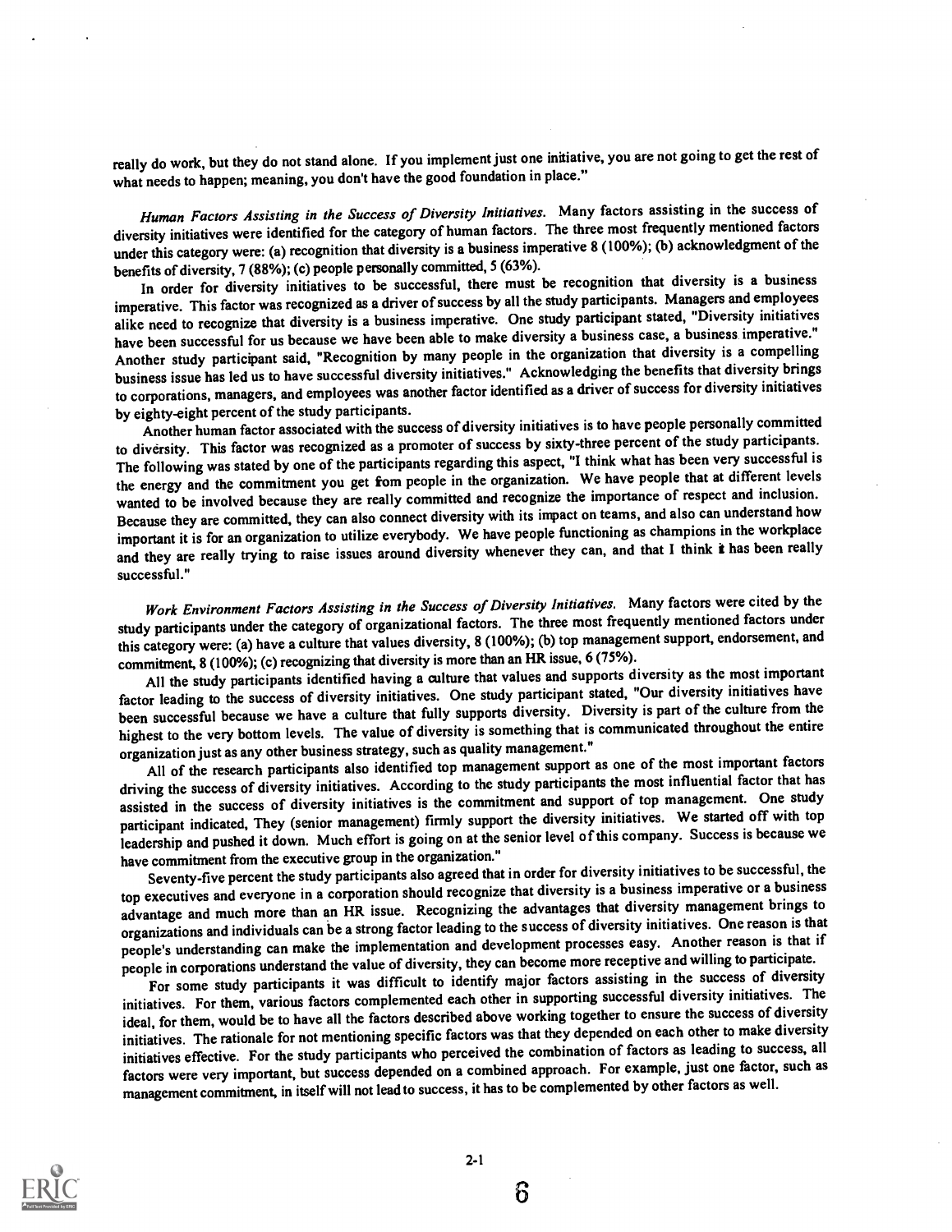really do work, but they do not stand alone. If you implement just one initiative, you are not going to get the rest of what needs to happen; meaning, you don't have the good foundation in place."

*Human Factors Assisting in the Success of Diversity Initiatives.* Many factors assisting in the success of diversity initiatives were identified for the category of human factors. The three most frequently mentioned factors under this category were: (a) recognition that diversity is a business imperative 8 (100%); (b) acknowledgment of the benefits of diversity, 7 (88%); (c) people personally committed, 5 (63%).

In order for diversity initiatives to be successful, there must be recognition that diversity is a business imperative. This factor was recognized as a driver of success by all the study participants. Managers and employees alike need to recognize that diversity is a business imperative. One study participant stated, "Diversity initiatives have been successful for us because we have been able to make diversity a business case, a business imperative." Another study participant said, "Recognition by many people in the organization that diversity is a compelling business issue has led us to have successful diversity initiatives." Acknowledging the benefits that diversity brings to corporations, managers, and employees was another factor identified as a driver of success for diversity initiatives by eighty-eight percent of the study participants.

Another human factor associated with the success of diversity initiatives is to have people personally committed to diversity. This factor was recognized as a promoter of success by sixty-three percent of the study participants. The following was stated by one of the participants regarding this aspect, "I think what has been very successful is the energy and the commitment you get fom people in the organization. We have people that at different levels wanted to be involved because they are really committed and recognize the importance of respect and inclusion. Because they are committed, they can also connect diversity with its impact on teams, and also can understand how important it is for an organization to utilize everybody. We have people functioning as champions in the workplace and they are really trying to raise issues around diversity whenever they can, and that I think it has been really successful."

*Work Environment Factors Assisting in the Success of Diversity Initiatives.* Many factors were cited by the study participants under the category of organizational factors. The three most frequently mentioned factors under this category were: (a) have a culture that values diversity, 8 (100%); (b) top management support, endorsement, and commitment, 8 (100%); (c) recognizing that diversity is more than an HR issue, 6 (75%).

All the study participants identified having a culture that values and supports diversity as the most important factor leading to the success of diversity initiatives. One study participant stated, "Our diversity initiatives have been successful because we have a culture that fully supports diversity. Diversity is part of the culture from the highest to the very bottom levels. The value of diversity is something that is communicated throughout the entire organization just as any other business strategy, such as quality management."

All of the research participants also identified top management support as one of the most important factors driving the success of diversity initiatives. According to the study participants the most influential factor that has assisted in the success of diversity initiatives is the commitment and support of top management. One study participant indicated, They (senior management) firmly support the diversity initiatives. We started off with top leadership and pushed it down. Much effort is going on at the senior level of this company. Success is because we have commitment from the executive group in the organization."

Seventy-five percent the study participants also agreed that in order for diversity initiatives to be successful, the top executives and everyone in a corporation should recognize that diversity is a business imperative or a business advantage and much more than an HR issue. Recognizing the advantages that diversity management brings to organizations and individuals can be a strong factor leading to the success of diversity initiatives. One reason is that people's understanding can make the implementation and development processes easy. Another reason is that if people in corporations understand the value of diversity, they can become more receptive and willing to participate.

For some study participants it was difficult to identify major factors assisting in the success of diversity initiatives. For them, various factors complemented each other in supporting successful diversity initiatives. The ideal, for them, would be to have all the factors described above working together to ensure the success of diversity initiatives. The rationale for not mentioning specific factors was that they depended on each other to make diversity initiatives effective. For the study participants who perceived the combination of factors as leading to success, all factors were very important, but success depended on a combined approach. For example, just one factor, such as management commitment, in itself will not lead to success, it has to be complemented by other factors as well.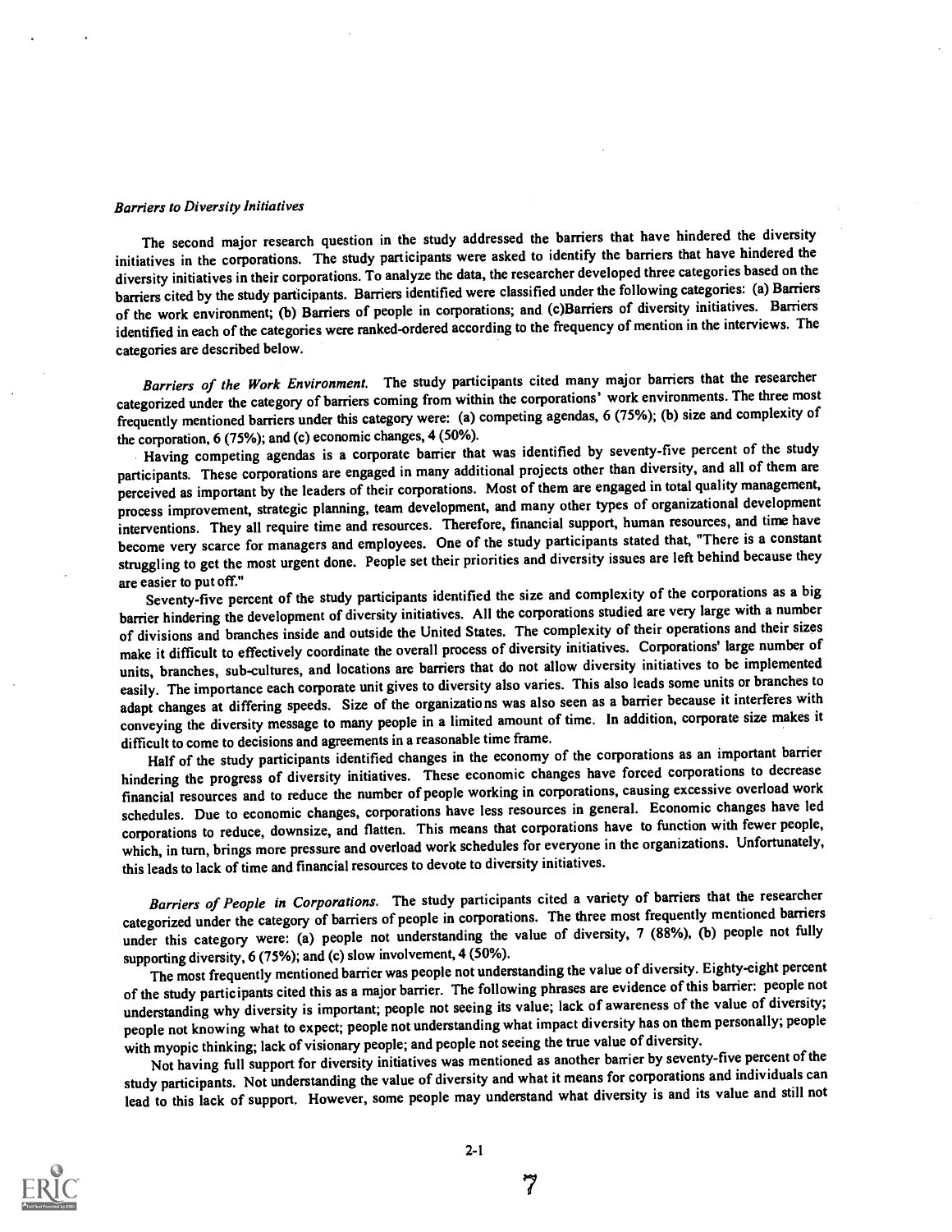*Barriers to Diversity Initiatives*

The second major research question in the study addressed the barriers that have hindered the diversity initiatives in the corporations. The study participants were asked to identify the barriers that have hindered the diversity initiatives in their corporations. To analyze the data, the researcher developed three categories based on the barriers cited by the study participants. Barriers identified were classified under the following categories: (a) Barriers of the work environment; (b) Barriers of people in corporations; and (c)Barriers of diversity initiatives. Barriers identified in each of the categories were ranked-ordered according to the frequency of mention in the interviews. The categories are described below.

*Barriers of the Work Environment.* The study participants cited many major barriers that the researcher categorized under the category of barriers coming from within the corporations' work environments. The three most frequently mentioned barriers under this category were: (a) competing agendas, 6 (75%); (b) size and complexity of the corporation, 6 (75%); and (c) economic changes, 4 (50%).

Having competing agendas is a corporate barrier that was identified by seventy-five percent of the study participants. These corporations are engaged in many additional projects other than diversity, and all of them are perceived as important by the leaders of their corporations. Most of them are engaged in total quality management, process improvement, strategic planning, team development, and many other types of organizational development interventions. They all require time and resources. Therefore, financial support, human resources, and time have become very scarce for managers and employees. One of the study participants stated that, "There is a constant struggling to get the most urgent done. People set their priorities and diversity issues are left behind because they are easier to put off."

Seventy-five percent of the study participants identified the size and complexity of the corporations as a big barrier hindering the development of diversity initiatives. All the corporations studied are very large with a number of divisions and branches inside and outside the United States. The complexity of their operations and their sizes make it difficult to effectively coordinate the overall process of diversity initiatives. Corporations' large number of units, branches, sub-cultures, and locations are barriers that do not allow diversity initiatives to be implemented easily. The importance each corporate unit gives to diversity also varies. This also leads some units or branches to adapt changes at differing speeds. Size of the organizations was also seen as a barrier because it interferes with conveying the diversity message to many people in a limited amount of time. In addition, corporate size makes it difficult to come to decisions and agreements in a reasonable time frame.

Half of the study participants identified changes in the economy of the corporations as an important barrier hindering the progress of diversity initiatives. These economic changes have forced corporations to decrease financial resources and to reduce the number of people working in corporations, causing excessive overload work schedules. Due to economic changes, corporations have less resources in general. Economic changes have led corporations to reduce, downsize, and flatten. This means that corporations have to function with fewer people, which, in turn, brings more pressure and overload work schedules for everyone in the organizations. Unfortunately, this leads to lack of time and financial resources to devote to diversity initiatives.

*Barriers of People in Corporations.* The study participants cited a variety of barriers that the researcher categorized under the category of barriers of people in corporations. The three most frequently mentioned barriers under this category were: (a) people not understanding the value of diversity, 7 (88%), (b) people not fully supporting diversity, 6 (75%); and (c) slow involvement, 4 (50%).

The most frequently mentioned barrier was people not understanding the value of diversity. Eighty-eight percent of the study participants cited this as a major barrier. The following phrases are evidence of this barrier: people not understanding why diversity is important; people not seeing its value; lack of awareness of the value of diversity; people not knowing what to expect; people not understanding what impact diversity has on them personally; people with myopic thinking; lack of visionary people; and people not seeing the true value of diversity.

Not having full support for diversity initiatives was mentioned as another barrier by seventy-five percent of the study participants. Not understanding the value of diversity and what it means for corporations and individuals can lead to this lack of support. However, some people may understand what diversity is and its value and still not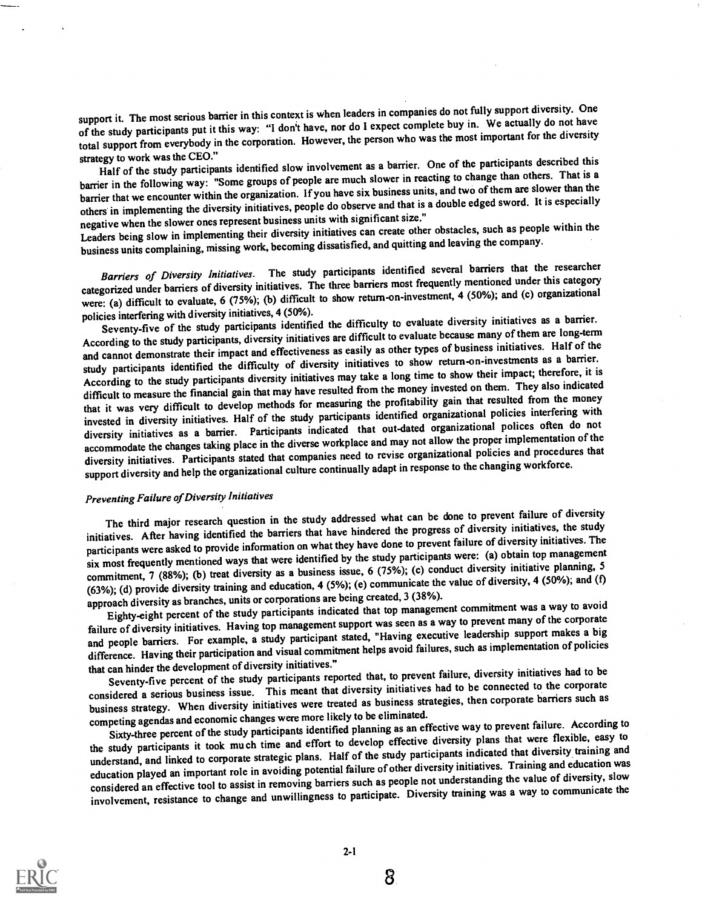support it. The most serious barrier in this context is when leaders in companies do not fully support diversity. One of the study participants put it this way: "I don't have, nor do I expect complete buy in. We actually do not have total support from everybody in the corporation. However, the person who was the most important for the diversity strategy to work was the CEO."

Half of the study participants identified slow involvement as a barrier. One of the participants described this barrier in the following way: "Some groups of people are much slower in reacting to change than others. That is a barrier that we encounter within the organization. If you have six business units, and two of them are slower than the others in implementing the diversity initiatives, people do observe and that is a double edged sword. It is especially negative when the slower ones represent business units with significant size."

Leaders being slow in implementing their diversity initiatives can create other obstacles, such as people within the business units complaining, missing work, becoming dissatisfied, and quitting and leaving the company.

*Barriers of Diversity Initiatives.* The study participants identified several barriers that the researcher categorized under barriers of diversity initiatives. The three barriers most frequently mentioned under this category were: (a) difficult to evaluate, 6 (75%); (b) difficult to show return-on-investment, 4 (50%); and (c) organizational policies interfering with diversity initiatives, 4 (50%).

Seventy-five of the study participants identified the difficulty to evaluate diversity initiatives as a barrier. According to the study participants, diversity initiatives are difficult to evaluate because many of them are long-term and cannot demonstrate their impact and effectiveness as easily as other types of business initiatives. Half of the study participants identified the difficulty of diversity initiatives to show return-on-investments as a barrier. According to the study participants diversity initiatives may take a long time to show their impact; therefore, it is difficult to measure the financial gain that may have resulted from the money invested on them. They also indicated that it was very difficult to develop methods for measuring the profitability gain that resulted from the money invested in diversity initiatives. Half of the study participants identified organizational policies interfering with diversity initiatives as a barrier. Participants indicated that out-dated organizational polices often do not accommodate the changes taking place in the diverse workplace and may not allow the proper implementation of the diversity initiatives. Participants stated that companies need to revise organizational policies and procedures that support diversity and help the organizational culture continually adapt in response to the changing workforce.

### *Preventing Failure of Diversity Initiatives*

The third major research question in the study addressed what can be done to prevent failure of diversity initiatives. After having identified the barriers that have hindered the progress of diversity initiatives, the study participants were asked to provide information on what they have done to prevent failure of diversity initiatives. The six most frequently mentioned ways that were identified by the study participants were: (a) obtain top management commitment, 7 (88%); (b) treat diversity as a business issue, 6 (75%); (c) conduct diversity initiative planning, 5 (63%); (d) provide diversity training and education, 4 (5%); (e) communicate the value of diversity, 4 (50%); and (f) approach diversity as branches, units or corporations are being created, 3 (38%).

Eighty-eight percent of the study participants indicated that top management commitment was a way to avoid failure of diversity initiatives. Having top management support was seen as a way to prevent many of the corporate and people barriers. For example, a study participant stated, "Having executive leadership support makes a big difference. Having their participation and visual commitment helps avoid failures, such as implementation of policies that can hinder the development of diversity initiatives."

Seventy-five percent of the study participants reported that, to prevent failure, diversity initiatives had to be considered a serious business issue. This meant that diversity initiatives had to be connected to the corporate business strategy. When diversity initiatives were treated as business strategies, then corporate barriers such as competing agendas and economic changes were more likely to be eliminated.

Sixty-three percent of the study participants identified planning as an effective way to prevent failure. According to the study participants it took much time and effort to develop effective diversity plans that were flexible, easy to understand, and linked to corporate strategic plans. Half of the study participants indicated that diversity training and education played an important role in avoiding potential failure of other diversity initiatives. Training and education was considered an effective tool to assist in removing barriers such as people not understanding the value of diversity, slow involvement, resistance to change and unwillingness to participate. Diversity training was a way to communicate the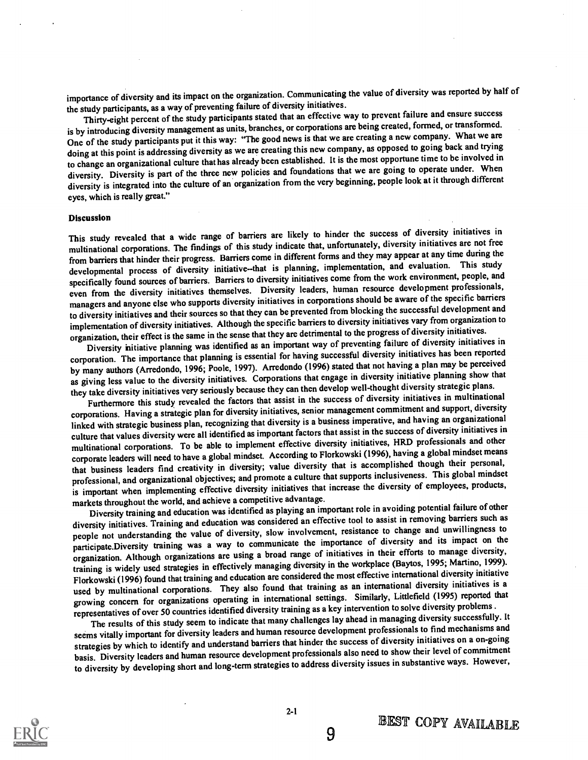importance of diversity and its impact on the organization. Communicating the value of diversity was reported by half of the study participants, as a way of preventing failure of diversity initiatives.

Thirty-eight percent of the study participants stated that an effective way to prevent failure and ensure success is by introducing diversity management as units, branches, or corporations are being created, formed, or transformed. One of the study participants put it this way: "The good news is that we are creating a new company. What we are doing at this point is addressing diversity as we are creating this new company, as opposed to going back and trying to change an organizational culture that has already been established. It is the most opportune time to be involved in diversity. Diversity is part of the three new policies and foundations that we are going to operate under. When diversity is integrated into the culture of an organization from the very beginning, people look at it through different eyes, which is really great."

### Discussion

This study revealed that a wide range of barriers are likely to hinder the success of diversity initiatives in multinational corporations. The findings of this study indicate that, unfortunately, diversity initiatives are not free from barriers that hinder their progress. Barriers come in different forms and they may appear at any time during the developmental process of diversity initiative--that is planning, implementation, and evaluation. This study specifically found sources of barriers. Barriers to diversity initiatives come from the work environment, people, and even from the diversity initiatives themselves. Diversity leaders, human resource development professionals, managers and anyone else who supports diversity initiatives in corporations should be aware of the specific barriers to diversity initiatives and their sources so that they can be prevented from blocking the successful development and implementation of diversity initiatives. Although the specific barriers to diversity initiatives vary from organization to organization, their effect is the same in the sense that they are detrimental to the progress of diversity initiatives.

Diversity initiative planning was identified as an important way of preventing failure of diversity initiatives in corporation. The importance that planning is essential for having successful diversity initiatives has been reported by many authors (Arredondo, 1996; Poole, 1997). Arredondo (1996) stated that not having a plan may be perceived as giving less value to the diversity initiatives. Corporations that engage in diversity initiative planning show that they take diversity initiatives very seriously because they can then develop well-thought diversity strategic plans.

Furthermore this study revealed the factors that assist in the success of diversity initiatives in multinational corporations. Having a strategic plan for diversity initiatives, senior management commitment and support, diversity linked with strategic business plan, recognizing that diversity is a business imperative, and having an organizational culture that values diversity were all identified as important factors that assist in the success of diversity initiatives in multinational corporations. To be able to implement effective diversity initiatives, HRD professionals and other corporate leaders will need to have a global mindset. According to Florkowski (1996), having a global mindset means that business leaders find creativity in diversity; value diversity that is accomplished though their personal, professional, and organizational objectives; and promote a culture that supports inclusiveness. This global mindset is important when implementing effective diversity initiatives that increase the diversity of employees, products, markets throughout the world, and achieve a competitive advantage.

Diversity training and education was identified as playing an important role in avoiding potential failure of other diversity initiatives. Training and education was considered an effective tool to assist in removing barriers such as people not understanding the value of diversity, slow involvement, resistance to change and unwillingness to participate.Diversity training was a way to communicate the importance of diversity and its impact on the organization. Although organizations are using a broad range of initiatives in their efforts to manage diversity, training is widely used strategies in effectively managing diversity in the workplace (Baytos, 1995; Martino, 1999). Florkowski (1996) found that training and education are considered the most effective international diversity initiative used by multinational corporations. They also found that training as an international diversity initiatives is a growing concern for organizations operating in international settings. Similarly, Littlefield (1995) reported that representatives of over 50 countries identified diversity training as a key intervention to solve diversity problems.

The results of this study seem to indicate that many challenges lay ahead in managing diversity successfully. It seems vitally important for diversity leaders and human resource development professionals to find mechanisms and strategies by which to identify and understand barriers that hinder the success of diversity initiatives on a on-going basis. Diversity leaders and human resource development professionals also need to show their level of commitment to diversity by developing short and long-term strategies to address diversity issues in substantive ways. However,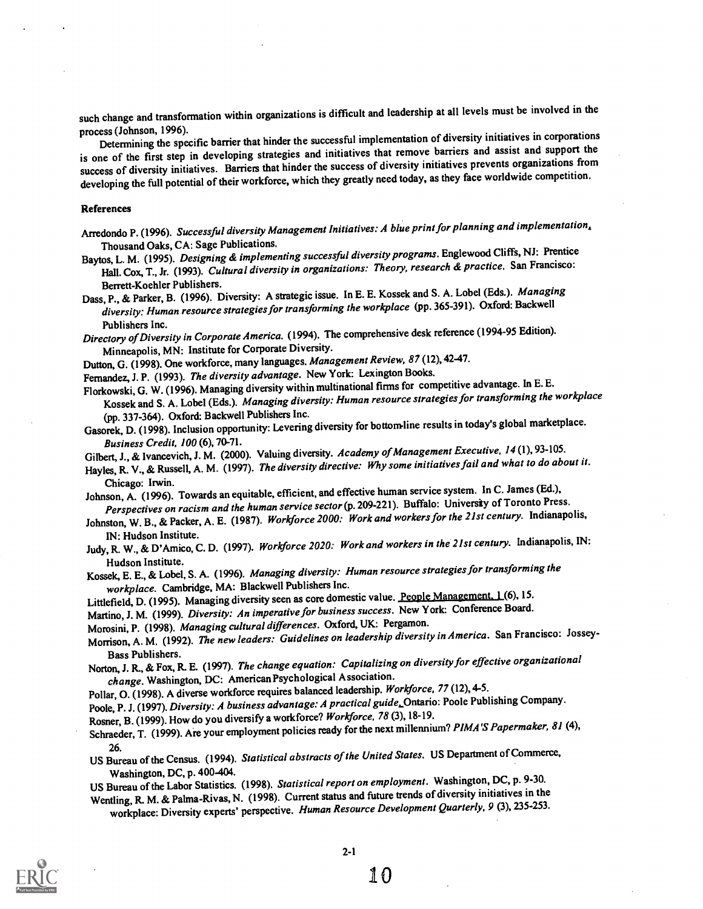such change and transformation within organizations is difficult and leadership at all levels must be involved in the process (Johnson, 1996).

Determining the specific barrier that hinder the successful implementation of diversity initiatives in corporations is one of the first step in developing strategies and initiatives that remove barriers and assist and support the success of diversity initiatives. Barriers that hinder the success of diversity initiatives prevents organizations from developing the full potential of their workforce, which they greatly need today, as they face worldwide competition.

**References**

Arredondo P. (1996). *Successful diversity Management Initiatives: A blue print for planning and implementation*. Thousand Oaks, CA: Sage Publications.

Baytos, L. M. (1995). *Designing & implementing successful diversity programs*. Englewood Cliffs, NJ: Prentice Hall. Cox, T., Jr. (1993). *Cultural diversity in organizations: Theory, research & practice*. San Francisco: Berrett-Koehler Publishers.

Dass, P., & Parker, B. (1996). Diversity: A strategic issue. In E. E. Kossek and S. A. Lobel (Eds.). *Managing diversity: Human resource strategies for transforming the workplace* (pp. 365-391). Oxford: Backwell Publishers Inc.

*Directory of Diversity in Corporate America*. (1994). The comprehensive desk reference (1994-95 Edition). Minneapolis, MN: Institute for Corporate Diversity.

Dutton, G. (1998). One workforce, many languages. *Management Review, 87* (12), 42-47.

Fernandez, J. P. (1993). *The diversity advantage*. New York: Lexington Books.

Florkowski, G. W. (1996). Managing diversity within multinational firms for competitive advantage. In E. E. Kossek and S. A. Lobel (Eds.). *Managing diversity: Human resource strategies for transforming the workplace* (pp. 337-364). Oxford: Backwell Publishers Inc.

Gasorek, D. (1998). Inclusion opportunity: Levering diversity for bottom-line results in today's global marketplace. *Business Credit, 100* (6), 70-71.

Gilbert, J., & Ivancevich, J. M. (2000). Valuing diversity. *Academy of Management Executive, 14* (1), 93-105.

Hayles, R. V., & Russell, A. M. (1997). *The diversity directive: Why some initiatives fail and what to do about it*. Chicago: Irwin.

Johnson, A. (1996). Towards an equitable, efficient, and effective human service system. In C. James (Ed.), *Perspectives on racism and the human service sector* (p. 209-221). Buffalo: University of Toronto Press.

Johnston, W. B., & Packer, A. E. (1987). *Workforce 2000: Work and workers for the 21st century*. Indianapolis, IN: Hudson Institute.

Judy, R. W., & D'Amico, C. D. (1997). *Workforce 2020: Work and workers in the 21st century*. Indianapolis, IN: Hudson Institute.

Kossek, E. E., & Lobel, S. A. (1996). *Managing diversity: Human resource strategies for transforming the workplace*. Cambridge, MA: Blackwell Publishers Inc.

Littlefield, D. (1995). Managing diversity seen as core domestic value. People Management, 1 (6), 15.

Martino, J. M. (1999). *Diversity: An imperative for business success*. New York: Conference Board.

Morosini, P. (1998). *Managing cultural differences*. Oxford, UK: Pergamon.

Morrison, A. M. (1992). *The new leaders: Guidelines on leadership diversity in America*. San Francisco: Jossey-Bass Publishers.

Norton, J. R., & Fox, R. E. (1997). *The change equation: Capitalizing on diversity for effective organizational change*. Washington, DC: American Psychological Association.

Pollar, O. (1998). A diverse workforce requires balanced leadership. *Workforce, 77* (12), 4-5.

Poole, P. J. (1997). *Diversity: A business advantage: A practical guide*. Ontario: Poole Publishing Company.

Rosner, B. (1999). How do you diversify a workforce? *Workforce, 78* (3), 18-19.

Schraeder, T. (1999). Are your employment policies ready for the next millennium? *PIMA'S Papermaker, 81* (4), 26.

US Bureau of the Census. (1994). *Statistical abstracts of the United States*. US Department of Commerce, Washington, DC, p. 400-404.

US Bureau of the Labor Statistics. (1998). *Statistical report on employment*. Washington, DC, p. 9-30.

Wentling, R. M. & Palma-Rivas, N. (1998). Current status and future trends of diversity initiatives in the workplace: Diversity experts' perspective. *Human Resource Development Quarterly, 9* (3), 235-253.

2-1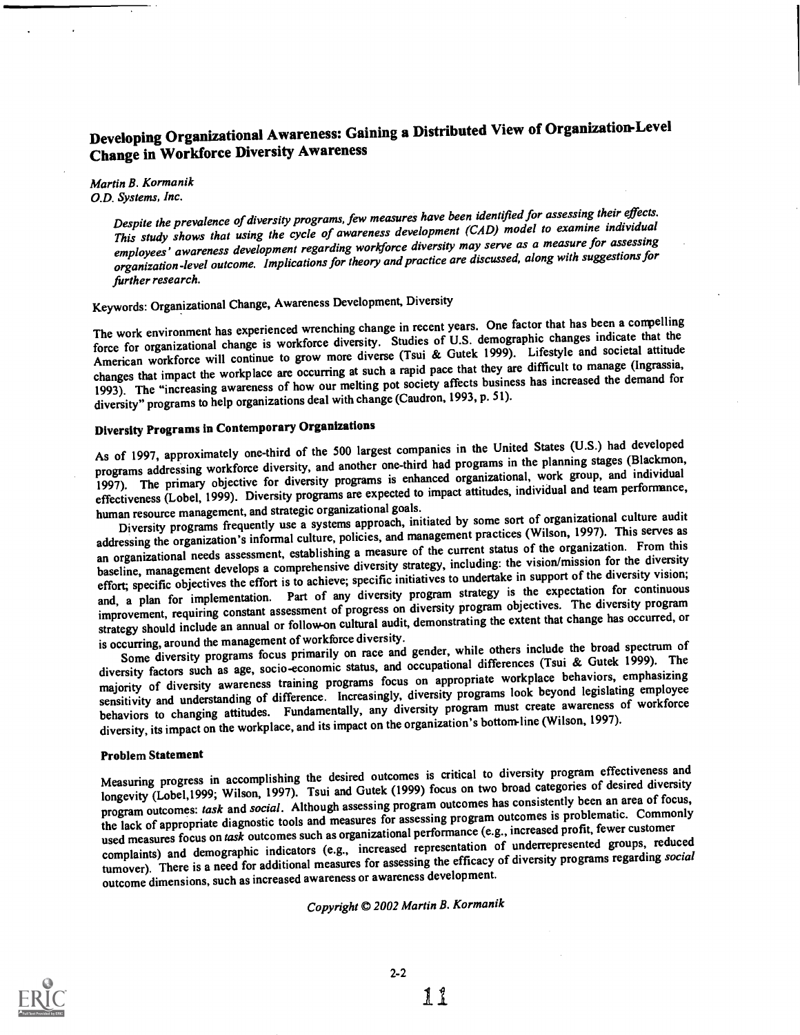# Developing Organizational Awareness: Gaining a Distributed View of Organization-Level Change in Workforce Diversity Awareness

*Martin B. Kormanik*
*O.D. Systems, Inc.*

> *Despite the prevalence of diversity programs, few measures have been identified for assessing their effects. This study shows that using the cycle of awareness development (CAD) model to examine individual employees' awareness development regarding workforce diversity may serve as a measure for assessing organization-level outcome. Implications for theory and practice are discussed, along with suggestions for further research.*

Keywords: Organizational Change, Awareness Development, Diversity

The work environment has experienced wrenching change in recent years. One factor that has been a compelling force for organizational change is workforce diversity. Studies of U.S. demographic changes indicate that the American workforce will continue to grow more diverse (Tsui & Gutek 1999). Lifestyle and societal attitude changes that impact the workplace are occurring at such a rapid pace that they are difficult to manage (Ingrassia, 1993). The "increasing awareness of how our melting pot society affects business has increased the demand for diversity" programs to help organizations deal with change (Caudron, 1993, p. 51).

## Diversity Programs in Contemporary Organizations

As of 1997, approximately one-third of the 500 largest companies in the United States (U.S.) had developed programs addressing workforce diversity, and another one-third had programs in the planning stages (Blackmon, 1997). The primary objective for diversity programs is enhanced organizational, work group, and individual effectiveness (Lobel, 1999). Diversity programs are expected to impact attitudes, individual and team performance, human resource management, and strategic organizational goals.

Diversity programs frequently use a systems approach, initiated by some sort of organizational culture audit addressing the organization's informal culture, policies, and management practices (Wilson, 1997). This serves as an organizational needs assessment, establishing a measure of the current status of the organization. From this baseline, management develops a comprehensive diversity strategy, including: the vision/mission for the diversity effort; specific objectives the effort is to achieve; specific initiatives to undertake in support of the diversity vision; and, a plan for implementation. Part of any diversity program strategy is the expectation for continuous improvement, requiring constant assessment of progress on diversity program objectives. The diversity program strategy should include an annual or follow-on cultural audit, demonstrating the extent that change has occurred, or is occurring, around the management of workforce diversity.

Some diversity programs focus primarily on race and gender, while others include the broad spectrum of diversity factors such as age, socio-economic status, and occupational differences (Tsui & Gutek 1999). The majority of diversity awareness training programs focus on appropriate workplace behaviors, emphasizing sensitivity and understanding of difference. Increasingly, diversity programs look beyond legislating employee behaviors to changing attitudes. Fundamentally, any diversity program must create awareness of workforce diversity, its impact on the workplace, and its impact on the organization's bottom-line (Wilson, 1997).

### Problem Statement

Measuring progress in accomplishing the desired outcomes is critical to diversity program effectiveness and longevity (Lobel,1999; Wilson, 1997). Tsui and Gutek (1999) focus on two broad categories of desired diversity program outcomes: *task* and *social*. Although assessing program outcomes has consistently been an area of focus, the lack of appropriate diagnostic tools and measures for assessing program outcomes is problematic. Commonly used measures focus on *task* outcomes such as organizational performance (e.g., increased profit, fewer customer complaints) and demographic indicators (e.g., increased representation of underrepresented groups, reduced turnover). There is a need for additional measures for assessing the efficacy of diversity programs regarding *social* outcome dimensions, such as increased awareness or awareness development.

*Copyright © 2002 Martin B. Kormanik*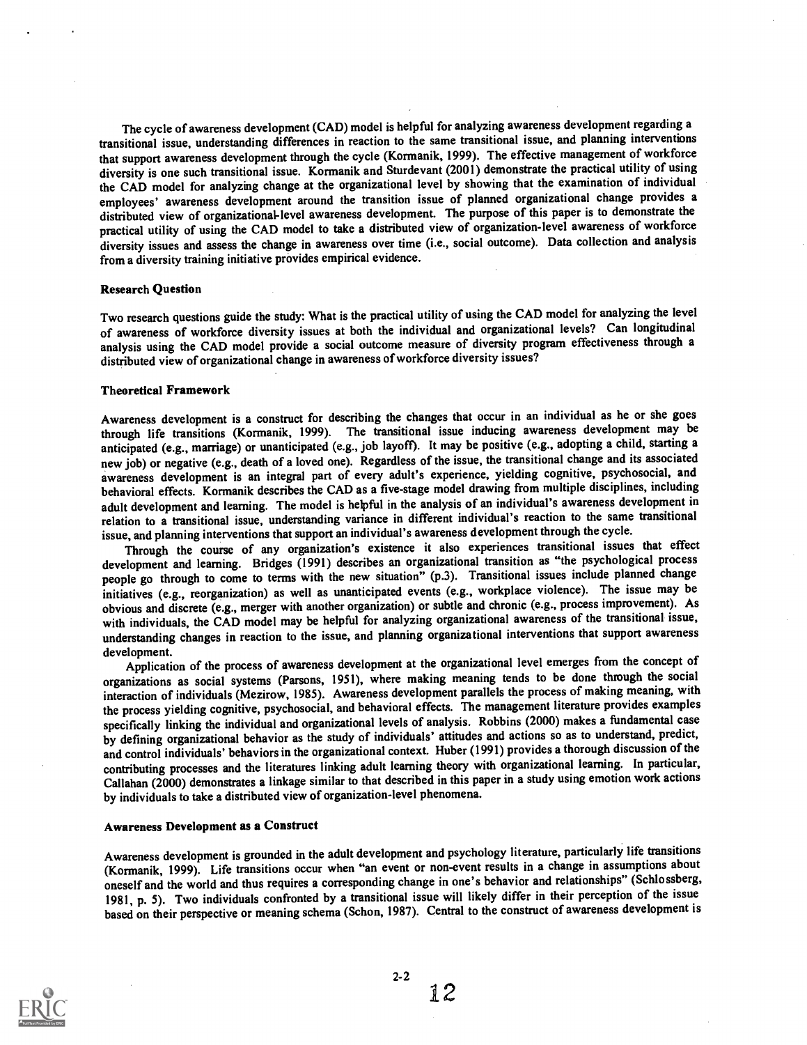The cycle of awareness development (CAD) model is helpful for analyzing awareness development regarding a transitional issue, understanding differences in reaction to the same transitional issue, and planning interventions that support awareness development through the cycle (Kormanik, 1999). The effective management of workforce diversity is one such transitional issue. Kormanik and Sturdevant (2001) demonstrate the practical utility of using the CAD model for analyzing change at the organizational level by showing that the examination of individual employees' awareness development around the transition issue of planned organizational change provides a distributed view of organizational-level awareness development. The purpose of this paper is to demonstrate the practical utility of using the CAD model to take a distributed view of organization-level awareness of workforce diversity issues and assess the change in awareness over time (i.e., social outcome). Data collection and analysis from a diversity training initiative provides empirical evidence.

### Research Question

Two research questions guide the study: What is the practical utility of using the CAD model for analyzing the level of awareness of workforce diversity issues at both the individual and organizational levels? Can longitudinal analysis using the CAD model provide a social outcome measure of diversity program effectiveness through a distributed view of organizational change in awareness of workforce diversity issues?

### Theoretical Framework

Awareness development is a construct for describing the changes that occur in an individual as he or she goes through life transitions (Kormanik, 1999). The transitional issue inducing awareness development may be anticipated (e.g., marriage) or unanticipated (e.g., job layoff). It may be positive (e.g., adopting a child, starting a new job) or negative (e.g., death of a loved one). Regardless of the issue, the transitional change and its associated awareness development is an integral part of every adult's experience, yielding cognitive, psychosocial, and behavioral effects. Kormanik describes the CAD as a five-stage model drawing from multiple disciplines, including adult development and learning. The model is helpful in the analysis of an individual's awareness development in relation to a transitional issue, understanding variance in different individual's reaction to the same transitional issue, and planning interventions that support an individual's awareness development through the cycle.

Through the course of any organization's existence it also experiences transitional issues that effect development and learning. Bridges (1991) describes an organizational transition as "the psychological process people go through to come to terms with the new situation" (p.3). Transitional issues include planned change initiatives (e.g., reorganization) as well as unanticipated events (e.g., workplace violence). The issue may be obvious and discrete (e.g., merger with another organization) or subtle and chronic (e.g., process improvement). As with individuals, the CAD model may be helpful for analyzing organizational awareness of the transitional issue, understanding changes in reaction to the issue, and planning organizational interventions that support awareness development.

Application of the process of awareness development at the organizational level emerges from the concept of organizations as social systems (Parsons, 1951), where making meaning tends to be done through the social interaction of individuals (Mezirow, 1985). Awareness development parallels the process of making meaning, with the process yielding cognitive, psychosocial, and behavioral effects. The management literature provides examples specifically linking the individual and organizational levels of analysis. Robbins (2000) makes a fundamental case by defining organizational behavior as the study of individuals' attitudes and actions so as to understand, predict, and control individuals' behaviors in the organizational context. Huber (1991) provides a thorough discussion of the contributing processes and the literatures linking adult learning theory with organizational learning. In particular, Callahan (2000) demonstrates a linkage similar to that described in this paper in a study using emotion work actions by individuals to take a distributed view of organization-level phenomena.

### Awareness Development as a Construct

Awareness development is grounded in the adult development and psychology literature, particularly life transitions (Kormanik, 1999). Life transitions occur when "an event or non-event results in a change in assumptions about oneself and the world and thus requires a corresponding change in one's behavior and relationships" (Schlossberg, 1981, p. 5). Two individuals confronted by a transitional issue will likely differ in their perception of the issue based on their perspective or meaning schema (Schon, 1987). Central to the construct of awareness development is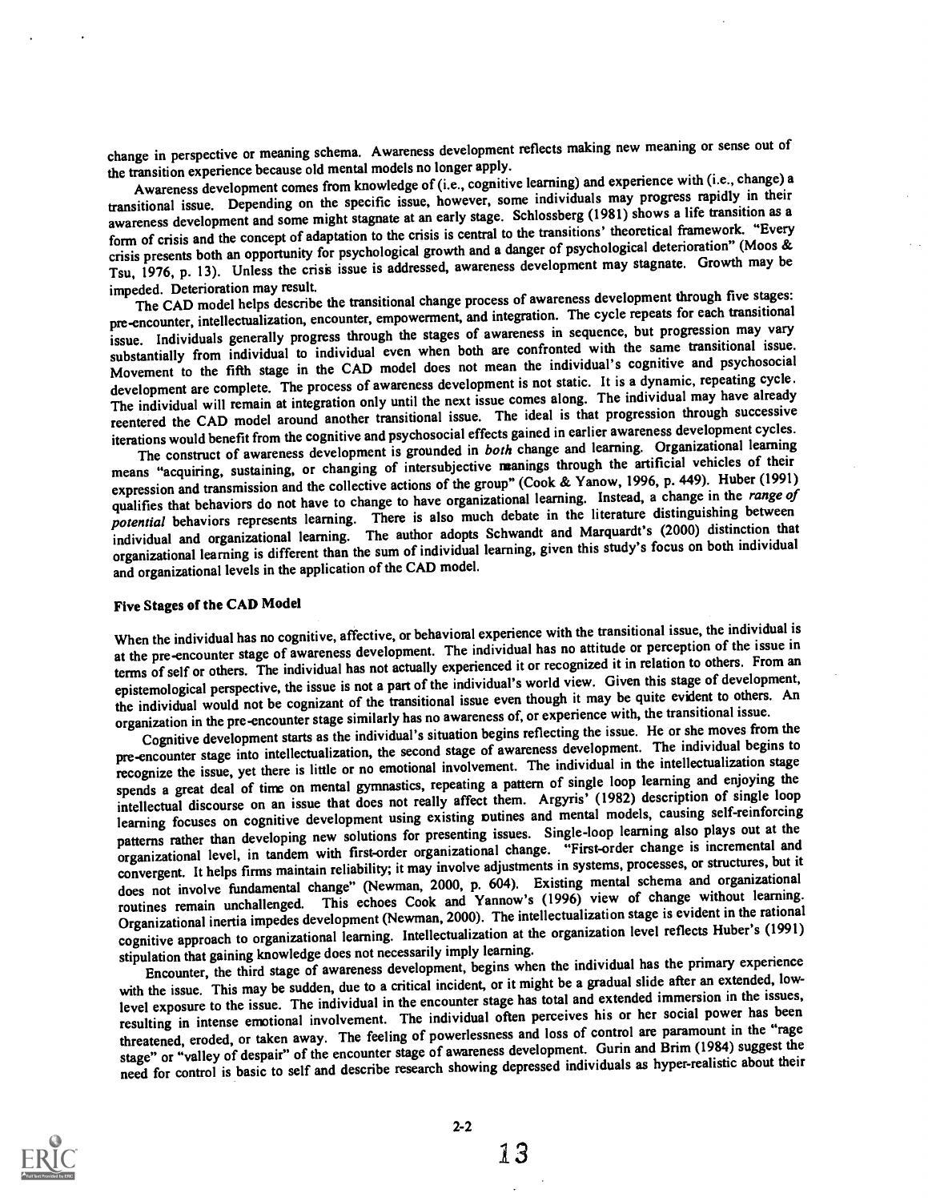change in perspective or meaning schema. Awareness development reflects making new meaning or sense out of the transition experience because old mental models no longer apply.

Awareness development comes from knowledge of (i.e., cognitive learning) and experience with (i.e., change) a transitional issue. Depending on the specific issue, however, some individuals may progress rapidly in their awareness development and some might stagnate at an early stage. Schlossberg (1981) shows a life transition as a form of crisis and the concept of adaptation to the crisis is central to the transitions' theoretical framework. "Every crisis presents both an opportunity for psychological growth and a danger of psychological deterioration" (Moos & Tsu, 1976, p. 13). Unless the crisis issue is addressed, awareness development may stagnate. Growth may be impeded. Deterioration may result.

The CAD model helps describe the transitional change process of awareness development through five stages: pre-encounter, intellectualization, encounter, empowerment, and integration. The cycle repeats for each transitional issue. Individuals generally progress through the stages of awareness in sequence, but progression may vary substantially from individual to individual even when both are confronted with the same transitional issue. Movement to the fifth stage in the CAD model does not mean the individual's cognitive and psychosocial development are complete. The process of awareness development is not static. It is a dynamic, repeating cycle. The individual will remain at integration only until the next issue comes along. The individual may have already reentered the CAD model around another transitional issue. The ideal is that progression through successive iterations would benefit from the cognitive and psychosocial effects gained in earlier awareness development cycles.

The construct of awareness development is grounded in *both* change and learning. Organizational learning means "acquiring, sustaining, or changing of intersubjective meanings through the artificial vehicles of their expression and transmission and the collective actions of the group" (Cook & Yanow, 1996, p. 449). Huber (1991) qualifies that behaviors do not have to change to have organizational learning. Instead, a change in the *range of potential* behaviors represents learning. There is also much debate in the literature distinguishing between individual and organizational learning. The author adopts Schwandt and Marquardt's (2000) distinction that organizational learning is different than the sum of individual learning, given this study's focus on both individual and organizational levels in the application of the CAD model.

### Five Stages of the CAD Model

When the individual has no cognitive, affective, or behavioral experience with the transitional issue, the individual is at the pre-encounter stage of awareness development. The individual has no attitude or perception of the issue in terms of self or others. The individual has not actually experienced it or recognized it in relation to others. From an epistemological perspective, the issue is not a part of the individual's world view. Given this stage of development, the individual would not be cognizant of the transitional issue even though it may be quite evident to others. An organization in the pre-encounter stage similarly has no awareness of, or experience with, the transitional issue.

Cognitive development starts as the individual's situation begins reflecting the issue. He or she moves from the pre-encounter stage into intellectualization, the second stage of awareness development. The individual begins to recognize the issue, yet there is little or no emotional involvement. The individual in the intellectualization stage spends a great deal of time on mental gymnastics, repeating a pattern of single loop learning and enjoying the intellectual discourse on an issue that does not really affect them. Argyris' (1982) description of single loop learning focuses on cognitive development using existing routines and mental models, causing self-reinforcing patterns rather than developing new solutions for presenting issues. Single-loop learning also plays out at the organizational level, in tandem with first-order organizational change. "First-order change is incremental and convergent. It helps firms maintain reliability; it may involve adjustments in systems, processes, or structures, but it does not involve fundamental change" (Newman, 2000, p. 604). Existing mental schema and organizational routines remain unchallenged. This echoes Cook and Yannow's (1996) view of change without learning. Organizational inertia impedes development (Newman, 2000). The intellectualization stage is evident in the rational cognitive approach to organizational learning. Intellectualization at the organization level reflects Huber's (1991) stipulation that gaining knowledge does not necessarily imply learning.

Encounter, the third stage of awareness development, begins when the individual has the primary experience with the issue. This may be sudden, due to a critical incident, or it might be a gradual slide after an extended, low-level exposure to the issue. The individual in the encounter stage has total and extended immersion in the issues, resulting in intense emotional involvement. The individual often perceives his or her social power has been threatened, eroded, or taken away. The feeling of powerlessness and loss of control are paramount in the "rage stage" or "valley of despair" of the encounter stage of awareness development. Gurin and Brim (1984) suggest the need for control is basic to self and describe research showing depressed individuals as hyper-realistic about their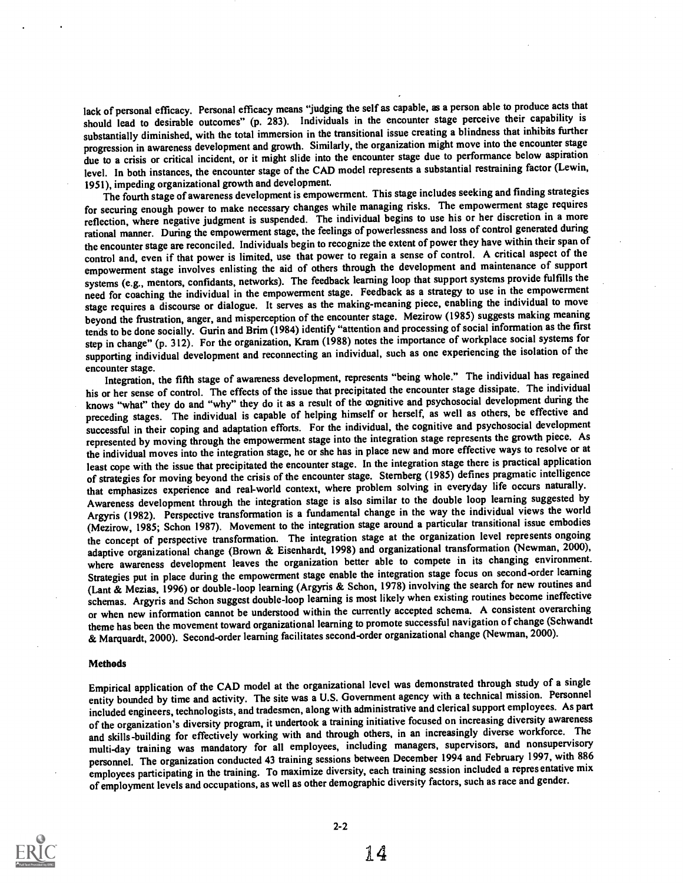lack of personal efficacy. Personal efficacy means "judging the self as capable, as a person able to produce acts that should lead to desirable outcomes" (p. 283). Individuals in the encounter stage perceive their capability is substantially diminished, with the total immersion in the transitional issue creating a blindness that inhibits further progression in awareness development and growth. Similarly, the organization might move into the encounter stage due to a crisis or critical incident, or it might slide into the encounter stage due to performance below aspiration level. In both instances, the encounter stage of the CAD model represents a substantial restraining factor (Lewin, 1951), impeding organizational growth and development.

The fourth stage of awareness development is empowerment. This stage includes seeking and finding strategies for securing enough power to make necessary changes while managing risks. The empowerment stage requires reflection, where negative judgment is suspended. The individual begins to use his or her discretion in a more rational manner. During the empowerment stage, the feelings of powerlessness and loss of control generated during the encounter stage are reconciled. Individuals begin to recognize the extent of power they have within their span of control and, even if that power is limited, use that power to regain a sense of control. A critical aspect of the empowerment stage involves enlisting the aid of others through the development and maintenance of support systems (e.g., mentors, confidants, networks). The feedback learning loop that support systems provide fulfills the need for coaching the individual in the empowerment stage. Feedback as a strategy to use in the empowerment stage requires a discourse or dialogue. It serves as the making-meaning piece, enabling the individual to move beyond the frustration, anger, and misperception of the encounter stage. Mezirow (1985) suggests making meaning tends to be done socially. Gurin and Brim (1984) identify "attention and processing of social information as the first step in change" (p. 312). For the organization, Kram (1988) notes the importance of workplace social systems for supporting individual development and reconnecting an individual, such as one experiencing the isolation of the encounter stage.

Integration, the fifth stage of awareness development, represents "being whole." The individual has regained his or her sense of control. The effects of the issue that precipitated the encounter stage dissipate. The individual knows "what" they do and "why" they do it as a result of the cognitive and psychosocial development during the preceding stages. The individual is capable of helping himself or herself, as well as others, be effective and successful in their coping and adaptation efforts. For the individual, the cognitive and psychosocial development represented by moving through the empowerment stage into the integration stage represents the growth piece. As the individual moves into the integration stage, he or she has in place new and more effective ways to resolve or at least cope with the issue that precipitated the encounter stage. In the integration stage there is practical application of strategies for moving beyond the crisis of the encounter stage. Sternberg (1985) defines pragmatic intelligence that emphasizes experience and real-world context, where problem solving in everyday life occurs naturally. Awareness development through the integration stage is also similar to the double loop learning suggested by Argyris (1982). Perspective transformation is a fundamental change in the way the individual views the world (Mezirow, 1985; Schon 1987). Movement to the integration stage around a particular transitional issue embodies the concept of perspective transformation. The integration stage at the organization level represents ongoing adaptive organizational change (Brown & Eisenhardt, 1998) and organizational transformation (Newman, 2000), where awareness development leaves the organization better able to compete in its changing environment. Strategies put in place during the empowerment stage enable the integration stage focus on second-order learning (Lant & Mezias, 1996) or double-loop learning (Argyris & Schon, 1978) involving the search for new routines and schemas. Argyris and Schon suggest double-loop learning is most likely when existing routines become ineffective or when new information cannot be understood within the currently accepted schema. A consistent overarching theme has been the movement toward organizational learning to promote successful navigation of change (Schwandt & Marquardt, 2000). Second-order learning facilitates second-order organizational change (Newman, 2000).

### Methods

Empirical application of the CAD model at the organizational level was demonstrated through study of a single entity bounded by time and activity. The site was a U.S. Government agency with a technical mission. Personnel included engineers, technologists, and tradesmen, along with administrative and clerical support employees. As part of the organization's diversity program, it undertook a training initiative focused on increasing diversity awareness and skills-building for effectively working with and through others, in an increasingly diverse workforce. The multi-day training was mandatory for all employees, including managers, supervisors, and nonsupervisory personnel. The organization conducted 43 training sessions between December 1994 and February 1997, with 886 employees participating in the training. To maximize diversity, each training session included a representative mix of employment levels and occupations, as well as other demographic diversity factors, such as race and gender.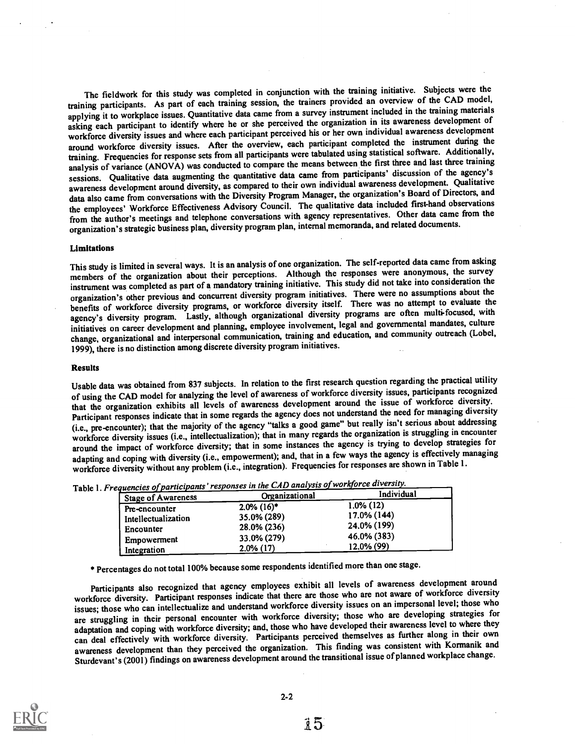The fieldwork for this study was completed in conjunction with the training initiative. Subjects were the training participants. As part of each training session, the trainers provided an overview of the CAD model, applying it to workplace issues. Quantitative data came from a survey instrument included in the training materials asking each participant to identify where he or she perceived the organization in its awareness development of workforce diversity issues and where each participant perceived his or her own individual awareness development around workforce diversity issues. After the overview, each participant completed the instrument during the training. Frequencies for response sets from all participants were tabulated using statistical software. Additionally, analysis of variance (ANOVA) was conducted to compare the means between the first three and last three training sessions. Qualitative data augmenting the quantitative data came from participants' discussion of the agency's awareness development around diversity, as compared to their own individual awareness development. Qualitative data also came from conversations with the Diversity Program Manager, the organization's Board of Directors, and the employees' Workforce Effectiveness Advisory Council. The qualitative data included first-hand observations from the author's meetings and telephone conversations with agency representatives. Other data came from the organization's strategic business plan, diversity program plan, internal memoranda, and related documents.

### Limitations

This study is limited in several ways. It is an analysis of one organization. The self-reported data came from asking members of the organization about their perceptions. Although the responses were anonymous, the survey instrument was completed as part of a mandatory training initiative. This study did not take into consideration the organization's other previous and concurrent diversity program initiatives. There were no assumptions about the benefits of workforce diversity programs, or workforce diversity itself. There was no attempt to evaluate the agency's diversity program. Lastly, although organizational diversity programs are often multi-focused, with initiatives on career development and planning, employee involvement, legal and governmental mandates, culture change, organizational and interpersonal communication, training and education, and community outreach (Lobel, 1999), there is no distinction among discrete diversity program initiatives.

### Results

Usable data was obtained from 837 subjects. In relation to the first research question regarding the practical utility of using the CAD model for analyzing the level of awareness of workforce diversity issues, participants recognized that the organization exhibits all levels of awareness development around the issue of workforce diversity. Participant responses indicate that in some regards the agency does not understand the need for managing diversity (i.e., pre-encounter); that the majority of the agency "talks a good game" but really isn't serious about addressing workforce diversity issues (i.e., intellectualization); that in many regards the organization is struggling in encounter around the impact of workforce diversity; that in some instances the agency is trying to develop strategies for adapting and coping with diversity (i.e., empowerment); and, that in a few ways the agency is effectively managing workforce diversity without any problem (i.e., integration). Frequencies for responses are shown in Table 1.

Table 1. *Frequencies of participants' responses in the CAD analysis of workforce diversity.*

| Stage of Awareness | Organizational | Individual |
|---|---|---|
| Pre-encounter | 2.0% (16)* | 1.0% (12) |
| Intellectualization | 35.0% (289) | 17.0% (144) |
| Encounter | 28.0% (236) | 24.0% (199) |
| Empowerment | 33.0% (279) | 46.0% (383) |
| Integration | 2.0% (17) | 12.0% (99) |

\* Percentages do not total 100% because some respondents identified more than one stage.

Participants also recognized that agency employees exhibit all levels of awareness development around workforce diversity. Participant responses indicate that there are those who are not aware of workforce diversity issues; those who can intellectualize and understand workforce diversity issues on an impersonal level; those who are struggling in their personal encounter with workforce diversity; those who are developing strategies for adaptation and coping with workforce diversity; and, those who have developed their awareness level to where they can deal effectively with workforce diversity. Participants perceived themselves as further along in their own awareness development than they perceived the organization. This finding was consistent with Kormanik and Sturdevant's (2001) findings on awareness development around the transitional issue of planned workplace change.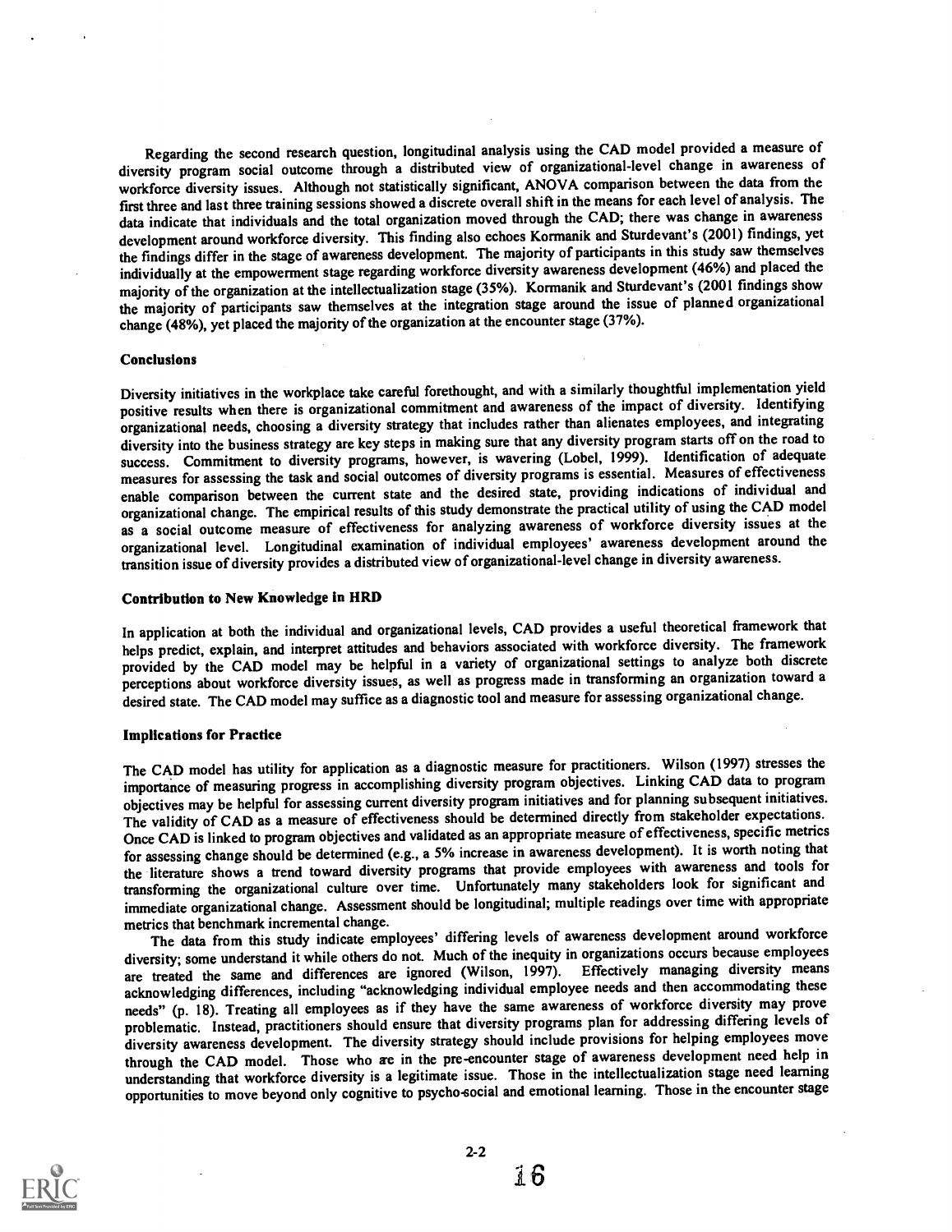Regarding the second research question, longitudinal analysis using the CAD model provided a measure of diversity program social outcome through a distributed view of organizational-level change in awareness of workforce diversity issues. Although not statistically significant, ANOVA comparison between the data from the first three and last three training sessions showed a discrete overall shift in the means for each level of analysis. The data indicate that individuals and the total organization moved through the CAD; there was change in awareness development around workforce diversity. This finding also echoes Kormanik and Sturdevant's (2001) findings, yet the findings differ in the stage of awareness development. The majority of participants in this study saw themselves individually at the empowerment stage regarding workforce diversity awareness development (46%) and placed the majority of the organization at the intellectualization stage (35%). Kormanik and Sturdevant's (2001 findings show the majority of participants saw themselves at the integration stage around the issue of planned organizational change (48%), yet placed the majority of the organization at the encounter stage (37%).

### Conclusions

Diversity initiatives in the workplace take careful forethought, and with a similarly thoughtful implementation yield positive results when there is organizational commitment and awareness of the impact of diversity. Identifying organizational needs, choosing a diversity strategy that includes rather than alienates employees, and integrating diversity into the business strategy are key steps in making sure that any diversity program starts off on the road to success. Commitment to diversity programs, however, is wavering (Lobel, 1999). Identification of adequate measures for assessing the task and social outcomes of diversity programs is essential. Measures of effectiveness enable comparison between the current state and the desired state, providing indications of individual and organizational change. The empirical results of this study demonstrate the practical utility of using the CAD model as a social outcome measure of effectiveness for analyzing awareness of workforce diversity issues at the organizational level. Longitudinal examination of individual employees' awareness development around the transition issue of diversity provides a distributed view of organizational-level change in diversity awareness.

### Contribution to New Knowledge in HRD

In application at both the individual and organizational levels, CAD provides a useful theoretical framework that helps predict, explain, and interpret attitudes and behaviors associated with workforce diversity. The framework provided by the CAD model may be helpful in a variety of organizational settings to analyze both discrete perceptions about workforce diversity issues, as well as progress made in transforming an organization toward a desired state. The CAD model may suffice as a diagnostic tool and measure for assessing organizational change.

### Implications for Practice

The CAD model has utility for application as a diagnostic measure for practitioners. Wilson (1997) stresses the importance of measuring progress in accomplishing diversity program objectives. Linking CAD data to program objectives may be helpful for assessing current diversity program initiatives and for planning subsequent initiatives. The validity of CAD as a measure of effectiveness should be determined directly from stakeholder expectations. Once CAD is linked to program objectives and validated as an appropriate measure of effectiveness, specific metrics for assessing change should be determined (e.g., a 5% increase in awareness development). It is worth noting that the literature shows a trend toward diversity programs that provide employees with awareness and tools for transforming the organizational culture over time. Unfortunately many stakeholders look for significant and immediate organizational change. Assessment should be longitudinal; multiple readings over time with appropriate metrics that benchmark incremental change.

The data from this study indicate employees' differing levels of awareness development around workforce diversity; some understand it while others do not. Much of the inequity in organizations occurs because employees are treated the same and differences are ignored (Wilson, 1997). Effectively managing diversity means acknowledging differences, including "acknowledging individual employee needs and then accommodating these needs" (p. 18). Treating all employees as if they have the same awareness of workforce diversity may prove problematic. Instead, practitioners should ensure that diversity programs plan for addressing differing levels of diversity awareness development. The diversity strategy should include provisions for helping employees move through the CAD model. Those who are in the pre-encounter stage of awareness development need help in understanding that workforce diversity is a legitimate issue. Those in the intellectualization stage need learning opportunities to move beyond only cognitive to psycho-social and emotional learning. Those in the encounter stage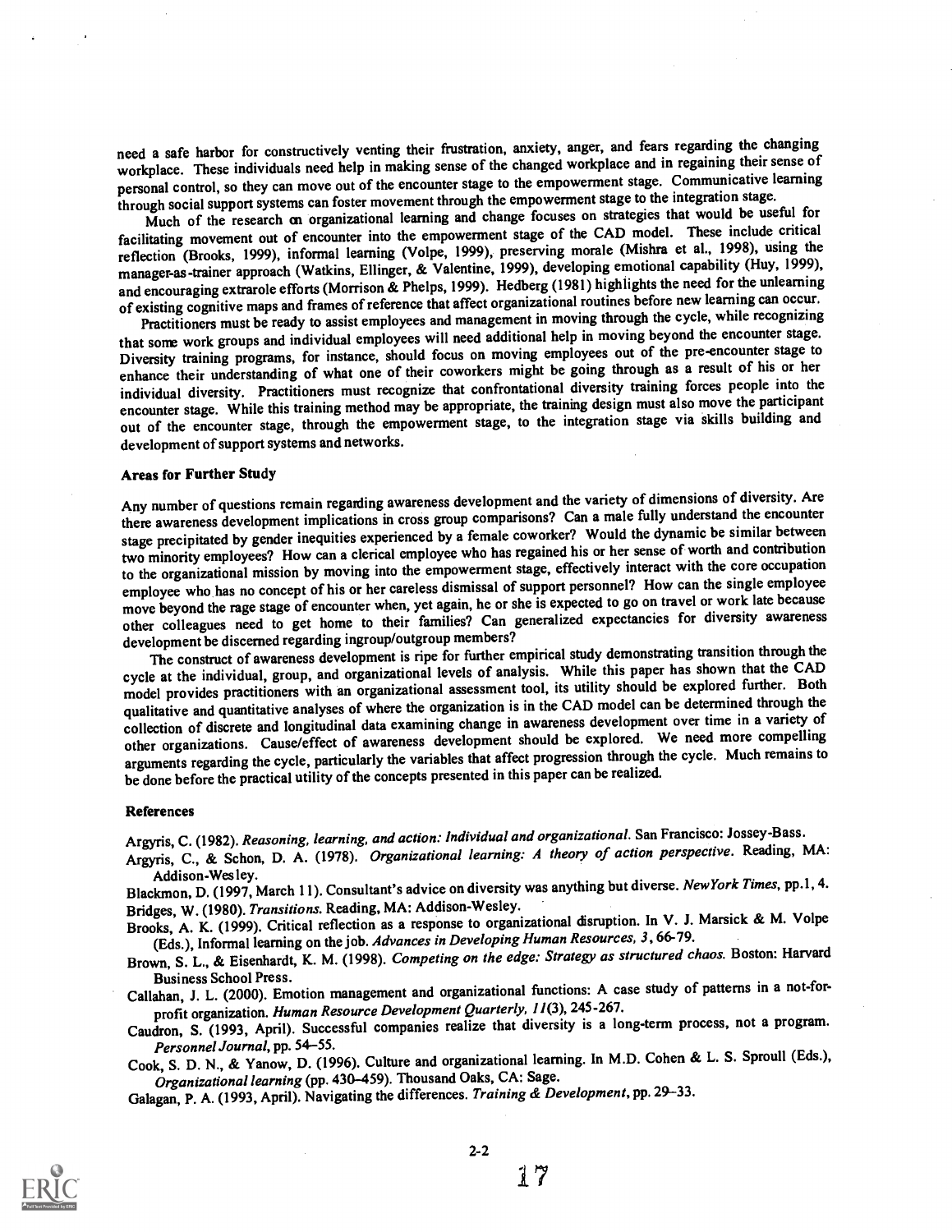need a safe harbor for constructively venting their frustration, anxiety, anger, and fears regarding the changing workplace. These individuals need help in making sense of the changed workplace and in regaining their sense of personal control, so they can move out of the encounter stage to the empowerment stage. Communicative learning through social support systems can foster movement through the empowerment stage to the integration stage.

Much of the research on organizational learning and change focuses on strategies that would be useful for facilitating movement out of encounter into the empowerment stage of the CAD model. These include critical reflection (Brooks, 1999), informal learning (Volpe, 1999), preserving morale (Mishra et al., 1998), using the manager-as-trainer approach (Watkins, Ellinger, & Valentine, 1999), developing emotional capability (Huy, 1999), and encouraging extrarole efforts (Morrison & Phelps, 1999). Hedberg (1981) highlights the need for the unlearning of existing cognitive maps and frames of reference that affect organizational routines before new learning can occur.

Practitioners must be ready to assist employees and management in moving through the cycle, while recognizing that some work groups and individual employees will need additional help in moving beyond the encounter stage. Diversity training programs, for instance, should focus on moving employees out of the pre-encounter stage to enhance their understanding of what one of their coworkers might be going through as a result of his or her individual diversity. Practitioners must recognize that confrontational diversity training forces people into the encounter stage. While this training method may be appropriate, the training design must also move the participant out of the encounter stage, through the empowerment stage, to the integration stage via skills building and development of support systems and networks.

### Areas for Further Study

Any number of questions remain regarding awareness development and the variety of dimensions of diversity. Are there awareness development implications in cross group comparisons? Can a male fully understand the encounter stage precipitated by gender inequities experienced by a female coworker? Would the dynamic be similar between two minority employees? How can a clerical employee who has regained his or her sense of worth and contribution to the organizational mission by moving into the empowerment stage, effectively interact with the core occupation employee who has no concept of his or her careless dismissal of support personnel? How can the single employee move beyond the rage stage of encounter when, yet again, he or she is expected to go on travel or work late because other colleagues need to get home to their families? Can generalized expectancies for diversity awareness development be discerned regarding ingroup/outgroup members?

The construct of awareness development is ripe for further empirical study demonstrating transition through the cycle at the individual, group, and organizational levels of analysis. While this paper has shown that the CAD model provides practitioners with an organizational assessment tool, its utility should be explored further. Both qualitative and quantitative analyses of where the organization is in the CAD model can be determined through the collection of discrete and longitudinal data examining change in awareness development over time in a variety of other organizations. Cause/effect of awareness development should be explored. We need more compelling arguments regarding the cycle, particularly the variables that affect progression through the cycle. Much remains to be done before the practical utility of the concepts presented in this paper can be realized.

### References

Argyris, C. (1982). *Reasoning, learning, and action: Individual and organizational*. San Francisco: Jossey-Bass.

Argyris, C., & Schon, D. A. (1978). *Organizational learning: A theory of action perspective*. Reading, MA: Addison-Wesley.

Blackmon, D. (1997, March 11). Consultant's advice on diversity was anything but diverse. *NewYork Times*, pp.1, 4.

Bridges, W. (1980). *Transitions*. Reading, MA: Addison-Wesley.

Brooks, A. K. (1999). Critical reflection as a response to organizational disruption. In V. J. Marsick & M. Volpe (Eds.), Informal learning on the job. *Advances in Developing Human Resources, 3*, 66-79.

Brown, S. L., & Eisenhardt, K. M. (1998). *Competing on the edge: Strategy as structured chaos*. Boston: Harvard Business School Press.

Callahan, J. L. (2000). Emotion management and organizational functions: A case study of patterns in a not-for-profit organization. *Human Resource Development Quarterly, 11*(3), 245-267.

Caudron, S. (1993, April). Successful companies realize that diversity is a long-term process, not a program. *Personnel Journal*, pp. 54–55.

Cook, S. D. N., & Yanow, D. (1996). Culture and organizational learning. In M.D. Cohen & L. S. Sproull (Eds.), *Organizational learning* (pp. 430–459). Thousand Oaks, CA: Sage.

Galagan, P. A. (1993, April). Navigating the differences. *Training & Development*, pp. 29–33.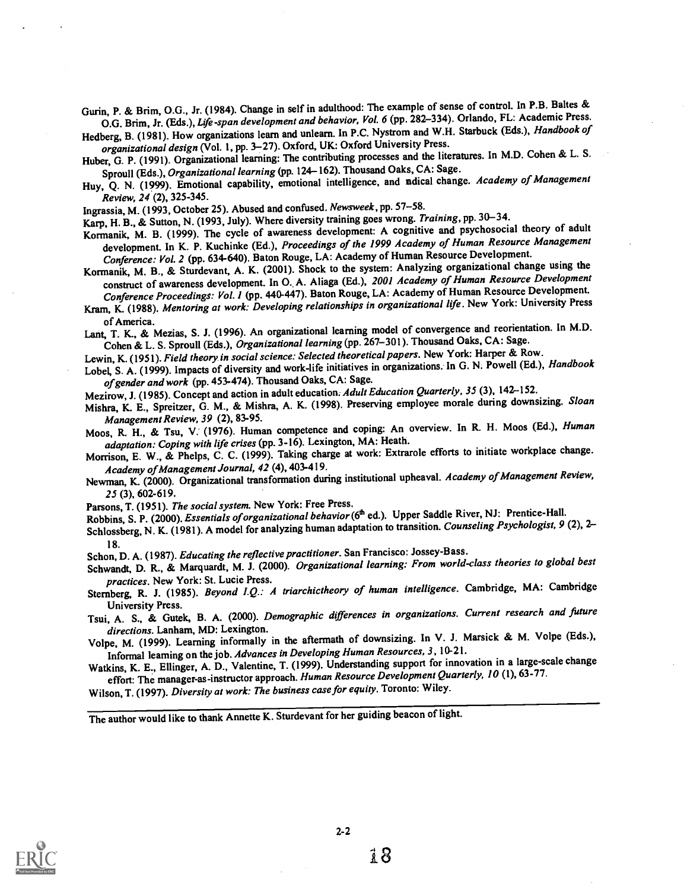Gurin, P. & Brim, O.G., Jr. (1984). Change in self in adulthood: The example of sense of control. In P.B. Baltes & O.G. Brim, Jr. (Eds.), *Life-span development and behavior, Vol. 6* (pp. 282–334). Orlando, FL: Academic Press.

Hedberg, B. (1981). How organizations learn and unlearn. In P.C. Nystrom and W.H. Starbuck (Eds.), *Handbook of organizational design* (Vol. 1, pp. 3–27). Oxford, UK: Oxford University Press.

Huber, G. P. (1991). Organizational learning: The contributing processes and the literatures. In M.D. Cohen & L. S. Sproull (Eds.), *Organizational learning* (pp. 124–162). Thousand Oaks, CA: Sage.

Huy, Q. N. (1999). Emotional capability, emotional intelligence, and radical change. *Academy of Management Review, 24* (2), 325-345.

Ingrassia, M. (1993, October 25). Abused and confused. *Newsweek*, pp. 57–58.

Karp, H. B., & Sutton, N. (1993, July). Where diversity training goes wrong. *Training*, pp. 30–34.

Kormanik, M. B. (1999). The cycle of awareness development: A cognitive and psychosocial theory of adult development. In K. P. Kuchinke (Ed.), *Proceedings of the 1999 Academy of Human Resource Management Conference: Vol. 2* (pp. 634-640). Baton Rouge, LA: Academy of Human Resource Development.

Kormanik, M. B., & Sturdevant, A. K. (2001). Shock to the system: Analyzing organizational change using the construct of awareness development. In O. A. Aliaga (Ed.), *2001 Academy of Human Resource Development Conference Proceedings: Vol. 1* (pp. 440-447). Baton Rouge, LA: Academy of Human Resource Development.

Kram, K. (1988). *Mentoring at work: Developing relationships in organizational life*. New York: University Press of America.

Lant, T. K., & Mezias, S. J. (1996). An organizational learning model of convergence and reorientation. In M.D. Cohen & L. S. Sproull (Eds.), *Organizational learning* (pp. 267–301). Thousand Oaks, CA: Sage.

Lewin, K. (1951). *Field theory in social science: Selected theoretical papers*. New York: Harper & Row.

Lobel, S. A. (1999). Impacts of diversity and work-life initiatives in organizations. In G. N. Powell (Ed.), *Handbook of gender and work* (pp. 453-474). Thousand Oaks, CA: Sage.

Mezirow, J. (1985). Concept and action in adult education. *Adult Education Quarterly, 35* (3), 142–152.

Mishra, K. E., Spreitzer, G. M., & Mishra, A. K. (1998). Preserving employee morale during downsizing. *Sloan Management Review, 39* (2), 83-95.

Moos, R. H., & Tsu, V. (1976). Human competence and coping: An overview. In R. H. Moos (Ed.), *Human adaptation: Coping with life crises* (pp. 3-16). Lexington, MA: Heath.

Morrison, E. W., & Phelps, C. C. (1999). Taking charge at work: Extrarole efforts to initiate workplace change. *Academy of Management Journal, 42* (4), 403-419.

Newman, K. (2000). Organizational transformation during institutional upheaval. *Academy of Management Review, 25* (3), 602-619.

Parsons, T. (1951). *The social system*. New York: Free Press.

Robbins, S. P. (2000). *Essentials of organizational behavior* (6th ed.). Upper Saddle River, NJ: Prentice-Hall.

Schlossberg, N. K. (1981). A model for analyzing human adaptation to transition. *Counseling Psychologist, 9* (2), 2–18.

Schon, D. A. (1987). *Educating the reflective practitioner*. San Francisco: Jossey-Bass.

Schwandt, D. R., & Marquardt, M. J. (2000). *Organizational learning: From world-class theories to global best practices*. New York: St. Lucie Press.

Sternberg, R. J. (1985). *Beyond I.Q.: A triarchictheory of human intelligence*. Cambridge, MA: Cambridge University Press.

Tsui, A. S., & Gutek, B. A. (2000). *Demographic differences in organizations. Current research and future directions*. Lanham, MD: Lexington.

Volpe, M. (1999). Learning informally in the aftermath of downsizing. In V. J. Marsick & M. Volpe (Eds.), Informal learning on the job. *Advances in Developing Human Resources, 3*, 10-21.

Watkins, K. E., Ellinger, A. D., Valentine, T. (1999). Understanding support for innovation in a large-scale change effort: The manager-as-instructor approach. *Human Resource Development Quarterly, 10* (1), 63-77.

Wilson, T. (1997). *Diversity at work: The business case for equity*. Toronto: Wiley.

---

The author would like to thank Annette K. Sturdevant for her guiding beacon of light.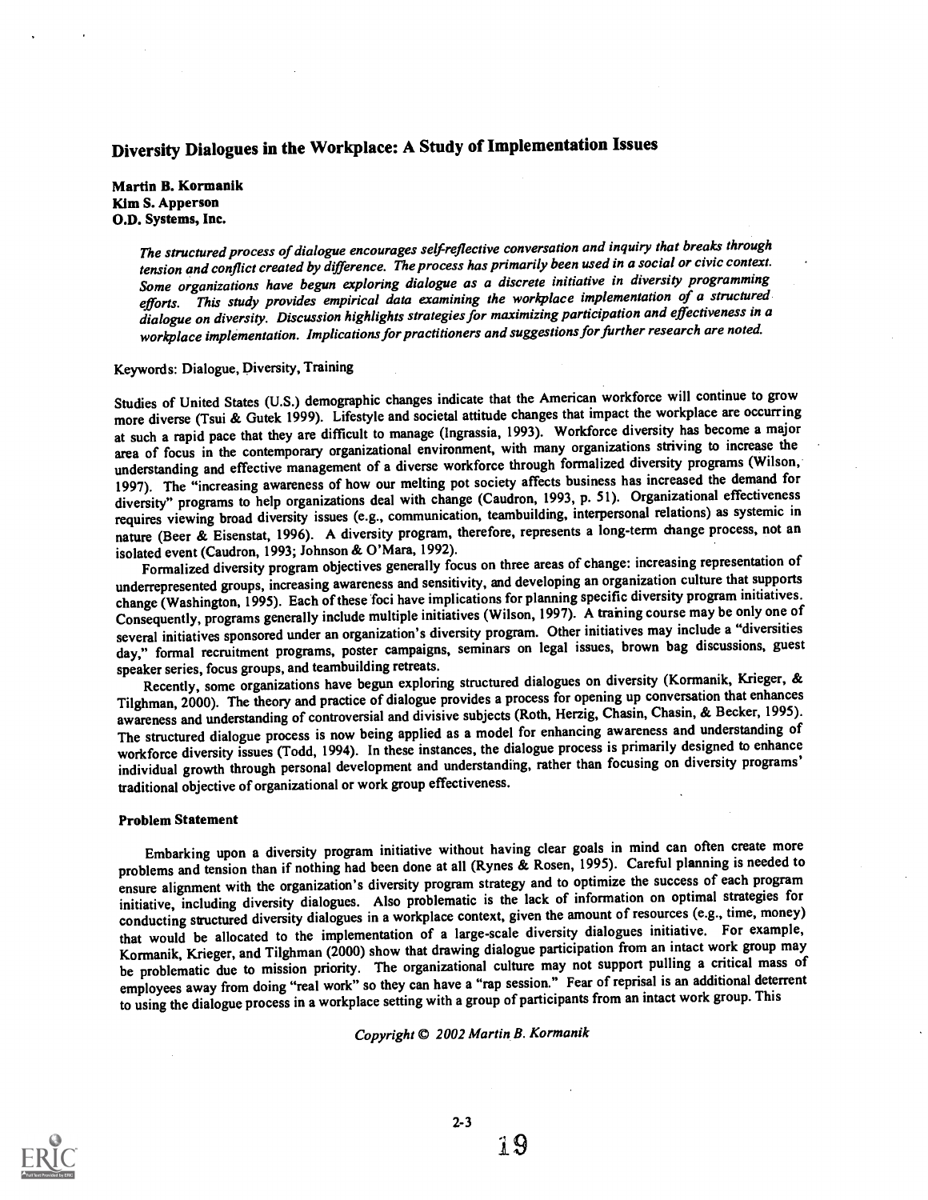## Diversity Dialogues in the Workplace: A Study of Implementation Issues

**Martin B. Kormanik**
**Kim S. Apperson**
**O.D. Systems, Inc.**

*The structured process of dialogue encourages self-reflective conversation and inquiry that breaks through tension and conflict created by difference. The process has primarily been used in a social or civic context. Some organizations have begun exploring dialogue as a discrete initiative in diversity programming efforts. This study provides empirical data examining the workplace implementation of a structured dialogue on diversity. Discussion highlights strategies for maximizing participation and effectiveness in a workplace implementation. Implications for practitioners and suggestions for further research are noted.*

Keywords: Dialogue, Diversity, Training

Studies of United States (U.S.) demographic changes indicate that the American workforce will continue to grow more diverse (Tsui & Gutek 1999). Lifestyle and societal attitude changes that impact the workplace are occurring at such a rapid pace that they are difficult to manage (Ingrassia, 1993). Workforce diversity has become a major area of focus in the contemporary organizational environment, with many organizations striving to increase the understanding and effective management of a diverse workforce through formalized diversity programs (Wilson, 1997). The "increasing awareness of how our melting pot society affects business has increased the demand for diversity" programs to help organizations deal with change (Caudron, 1993, p. 51). Organizational effectiveness requires viewing broad diversity issues (e.g., communication, teambuilding, interpersonal relations) as systemic in nature (Beer & Eisenstat, 1996). A diversity program, therefore, represents a long-term change process, not an isolated event (Caudron, 1993; Johnson & O'Mara, 1992).

Formalized diversity program objectives generally focus on three areas of change: increasing representation of underrepresented groups, increasing awareness and sensitivity, and developing an organization culture that supports change (Washington, 1995). Each of these foci have implications for planning specific diversity program initiatives. Consequently, programs generally include multiple initiatives (Wilson, 1997). A training course may be only one of several initiatives sponsored under an organization's diversity program. Other initiatives may include a "diversities day," formal recruitment programs, poster campaigns, seminars on legal issues, brown bag discussions, guest speaker series, focus groups, and teambuilding retreats.

Recently, some organizations have begun exploring structured dialogues on diversity (Kormanik, Krieger, & Tilghman, 2000). The theory and practice of dialogue provides a process for opening up conversation that enhances awareness and understanding of controversial and divisive subjects (Roth, Herzig, Chasin, Chasin, & Becker, 1995). The structured dialogue process is now being applied as a model for enhancing awareness and understanding of workforce diversity issues (Todd, 1994). In these instances, the dialogue process is primarily designed to enhance individual growth through personal development and understanding, rather than focusing on diversity programs' traditional objective of organizational or work group effectiveness.

### Problem Statement

Embarking upon a diversity program initiative without having clear goals in mind can often create more problems and tension than if nothing had been done at all (Rynes & Rosen, 1995). Careful planning is needed to ensure alignment with the organization's diversity program strategy and to optimize the success of each program initiative, including diversity dialogues. Also problematic is the lack of information on optimal strategies for conducting structured diversity dialogues in a workplace context, given the amount of resources (e.g., time, money) that would be allocated to the implementation of a large-scale diversity dialogues initiative. For example, Kormanik, Krieger, and Tilghman (2000) show that drawing dialogue participation from an intact work group may be problematic due to mission priority. The organizational culture may not support pulling a critical mass of employees away from doing "real work" so they can have a "rap session." Fear of reprisal is an additional deterrent to using the dialogue process in a workplace setting with a group of participants from an intact work group. This

*Copyright © 2002 Martin B. Kormanik*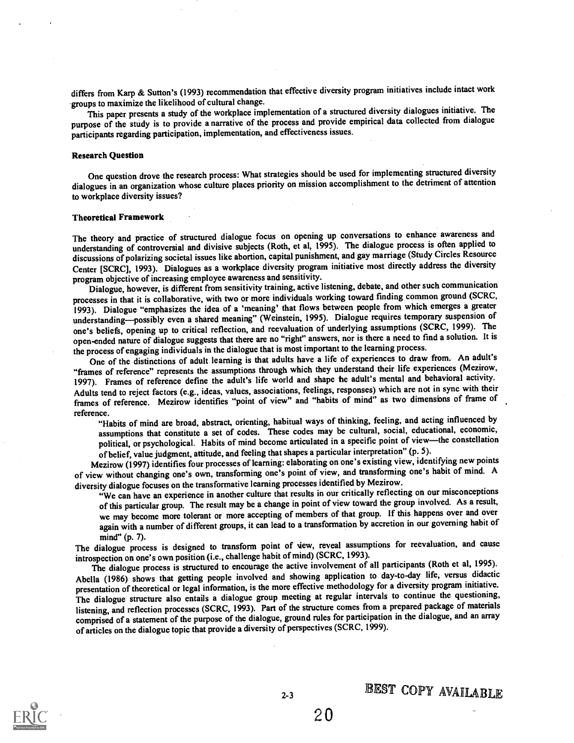differs from Karp & Sutton's (1993) recommendation that effective diversity program initiatives include intact work groups to maximize the likelihood of cultural change.

This paper presents a study of the workplace implementation of a structured diversity dialogues initiative. The purpose of the study is to provide a narrative of the process and provide empirical data collected from dialogue participants regarding participation, implementation, and effectiveness issues.

### Research Question

One question drove the research process: What strategies should be used for implementing structured diversity dialogues in an organization whose culture places priority on mission accomplishment to the detriment of attention to workplace diversity issues?

### Theoretical Framework

The theory and practice of structured dialogue focus on opening up conversations to enhance awareness and understanding of controversial and divisive subjects (Roth, et al, 1995). The dialogue process is often applied to discussions of polarizing societal issues like abortion, capital punishment, and gay marriage (Study Circles Resource Center [SCRC], 1993). Dialogues as a workplace diversity program initiative most directly address the diversity program objective of increasing employee awareness and sensitivity.

Dialogue, however, is different from sensitivity training, active listening, debate, and other such communication processes in that it is collaborative, with two or more individuals working toward finding common ground (SCRC, 1993). Dialogue "emphasizes the idea of a 'meaning' that flows between people from which emerges a greater understanding—possibly even a shared meaning" (Weinstein, 1995). Dialogue requires temporary suspension of one's beliefs, opening up to critical reflection, and reevaluation of underlying assumptions (SCRC, 1999). The open-ended nature of dialogue suggests that there are no "right" answers, nor is there a need to find a solution. It is the process of engaging individuals in the dialogue that is most important to the learning process.

One of the distinctions of adult learning is that adults have a life of experiences to draw from. An adult's "frames of reference" represents the assumptions through which they understand their life experiences (Mezirow, 1997). Frames of reference define the adult's life world and shape the adult's mental and behavioral activity. Adults tend to reject factors (e.g., ideas, values, associations, feelings, responses) which are not in sync with their frames of reference. Mezirow identifies "point of view" and "habits of mind" as two dimensions of frame of reference.

> "Habits of mind are broad, abstract, orienting, habitual ways of thinking, feeling, and acting influenced by assumptions that constitute a set of codes. These codes may be cultural, social, educational, economic, political, or psychological. Habits of mind become articulated in a specific point of view—the constellation of belief, value judgment, attitude, and feeling that shapes a particular interpretation" (p. 5).

Mezirow (1997) identifies four processes of learning: elaborating on one's existing view, identifying new points of view without changing one's own, transforming one's point of view, and transforming one's habit of mind. A diversity dialogue focuses on the transformative learning processes identified by Mezirow.

> "We can have an experience in another culture that results in our critically reflecting on our misconceptions of this particular group. The result may be a change in point of view toward the group involved. As a result, we may become more tolerant or more accepting of members of that group. If this happens over and over again with a number of different groups, it can lead to a transformation by accretion in our governing habit of mind" (p. 7).

The dialogue process is designed to transform point of view, reveal assumptions for reevaluation, and cause introspection on one's own position (i.e., challenge habit of mind) (SCRC, 1993).

The dialogue process is structured to encourage the active involvement of all participants (Roth et al, 1995). Abella (1986) shows that getting people involved and showing application to day-to-day life, versus didactic presentation of theoretical or legal information, is the more effective methodology for a diversity program initiative. The dialogue structure also entails a dialogue group meeting at regular intervals to continue the questioning, listening, and reflection processes (SCRC, 1993). Part of the structure comes from a prepared package of materials comprised of a statement of the purpose of the dialogue, ground rules for participation in the dialogue, and an array of articles on the dialogue topic that provide a diversity of perspectives (SCRC, 1999).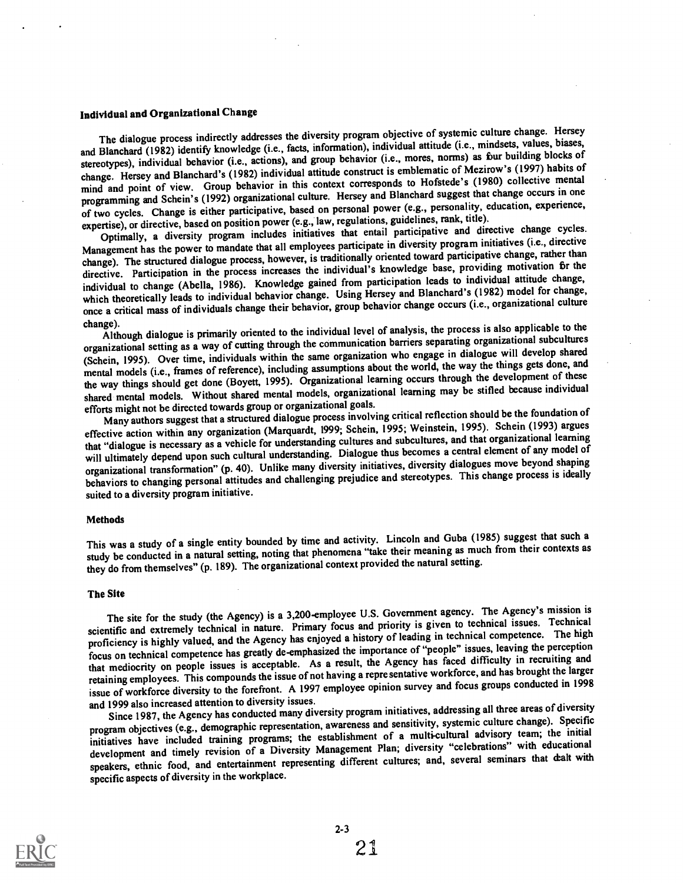### Individual and Organizational Change

The dialogue process indirectly addresses the diversity program objective of systemic culture change. Hersey and Blanchard (1982) identify knowledge (i.e., facts, information), individual attitude (i.e., mindsets, values, biases, stereotypes), individual behavior (i.e., actions), and group behavior (i.e., mores, norms) as four building blocks of change. Hersey and Blanchard's (1982) individual attitude construct is emblematic of Mezirow's (1997) habits of mind and point of view. Group behavior in this context corresponds to Hofstede's (1980) collective mental programming and Schein's (1992) organizational culture. Hersey and Blanchard suggest that change occurs in one of two cycles. Change is either participative, based on personal power (e.g., personality, education, experience, expertise), or directive, based on position power (e.g., law, regulations, guidelines, rank, title).

Optimally, a diversity program includes initiatives that entail participative and directive change cycles. Management has the power to mandate that all employees participate in diversity program initiatives (i.e., directive change). The structured dialogue process, however, is traditionally oriented toward participative change, rather than directive. Participation in the process increases the individual's knowledge base, providing motivation for the individual to change (Abella, 1986). Knowledge gained from participation leads to individual attitude change, which theoretically leads to individual behavior change. Using Hersey and Blanchard's (1982) model for change, once a critical mass of individuals change their behavior, group behavior change occurs (i.e., organizational culture change).

Although dialogue is primarily oriented to the individual level of analysis, the process is also applicable to the organizational setting as a way of cutting through the communication barriers separating organizational subcultures (Schein, 1995). Over time, individuals within the same organization who engage in dialogue will develop shared mental models (i.e., frames of reference), including assumptions about the world, the way the things gets done, and the way things should get done (Boyett, 1995). Organizational learning occurs through the development of these shared mental models. Without shared mental models, organizational learning may be stifled because individual efforts might not be directed towards group or organizational goals.

Many authors suggest that a structured dialogue process involving critical reflection should be the foundation of effective action within any organization (Marquardt, 1999; Schein, 1995; Weinstein, 1995). Schein (1993) argues that "dialogue is necessary as a vehicle for understanding cultures and subcultures, and that organizational learning will ultimately depend upon such cultural understanding. Dialogue thus becomes a central element of any model of organizational transformation" (p. 40). Unlike many diversity initiatives, diversity dialogues move beyond shaping behaviors to changing personal attitudes and challenging prejudice and stereotypes. This change process is ideally suited to a diversity program initiative.

### Methods

This was a study of a single entity bounded by time and activity. Lincoln and Guba (1985) suggest that such a study be conducted in a natural setting, noting that phenomena "take their meaning as much from their contexts as they do from themselves" (p. 189). The organizational context provided the natural setting.

### The Site

The site for the study (the Agency) is a 3,200-employee U.S. Government agency. The Agency's mission is scientific and extremely technical in nature. Primary focus and priority is given to technical issues. Technical proficiency is highly valued, and the Agency has enjoyed a history of leading in technical competence. The high focus on technical competence has greatly de-emphasized the importance of "people" issues, leaving the perception that mediocrity on people issues is acceptable. As a result, the Agency has faced difficulty in recruiting and retaining employees. This compounds the issue of not having a representative workforce, and has brought the larger issue of workforce diversity to the forefront. A 1997 employee opinion survey and focus groups conducted in 1998 and 1999 also increased attention to diversity issues.

Since 1987, the Agency has conducted many diversity program initiatives, addressing all three areas of diversity program objectives (e.g., demographic representation, awareness and sensitivity, systemic culture change). Specific initiatives have included training programs; the establishment of a multi-cultural advisory team; the initial development and timely revision of a Diversity Management Plan; diversity "celebrations" with educational speakers, ethnic food, and entertainment representing different cultures; and, several seminars that dealt with specific aspects of diversity in the workplace.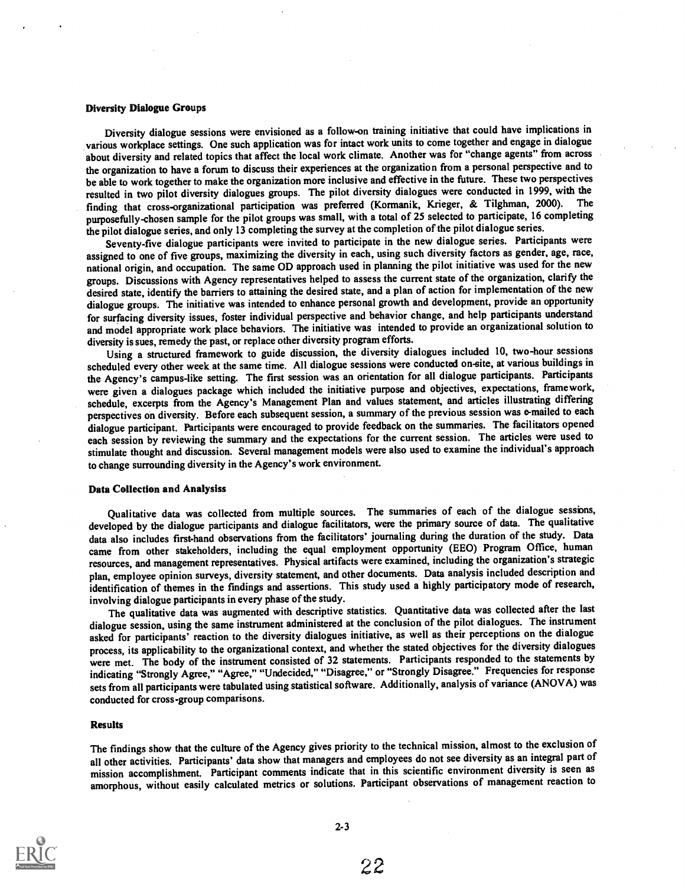### Diversity Dialogue Groups

Diversity dialogue sessions were envisioned as a follow-on training initiative that could have implications in various workplace settings. One such application was for intact work units to come together and engage in dialogue about diversity and related topics that affect the local work climate. Another was for "change agents" from across the organization to have a forum to discuss their experiences at the organization from a personal perspective and to be able to work together to make the organization more inclusive and effective in the future. These two perspectives resulted in two pilot diversity dialogues groups. The pilot diversity dialogues were conducted in 1999, with the finding that cross-organizational participation was preferred (Kormanik, Krieger, & Tilghman, 2000). The purposefully-chosen sample for the pilot groups was small, with a total of 25 selected to participate, 16 completing the pilot dialogue series, and only 13 completing the survey at the completion of the pilot dialogue series.

Seventy-five dialogue participants were invited to participate in the new dialogue series. Participants were assigned to one of five groups, maximizing the diversity in each, using such diversity factors as gender, age, race, national origin, and occupation. The same OD approach used in planning the pilot initiative was used for the new groups. Discussions with Agency representatives helped to assess the current state of the organization, clarify the desired state, identify the barriers to attaining the desired state, and a plan of action for implementation of the new dialogue groups. The initiative was intended to enhance personal growth and development, provide an opportunity for surfacing diversity issues, foster individual perspective and behavior change, and help participants understand and model appropriate work place behaviors. The initiative was intended to provide an organizational solution to diversity issues, remedy the past, or replace other diversity program efforts.

Using a structured framework to guide discussion, the diversity dialogues included 10, two-hour sessions scheduled every other week at the same time. All dialogue sessions were conducted on-site, at various buildings in the Agency's campus-like setting. The first session was an orientation for all dialogue participants. Participants were given a dialogues package which included the initiative purpose and objectives, expectations, framework, schedule, excerpts from the Agency's Management Plan and values statement, and articles illustrating differing perspectives on diversity. Before each subsequent session, a summary of the previous session was e-mailed to each dialogue participant. Participants were encouraged to provide feedback on the summaries. The facilitators opened each session by reviewing the summary and the expectations for the current session. The articles were used to stimulate thought and discussion. Several management models were also used to examine the individual's approach to change surrounding diversity in the Agency's work environment.

### Data Collection and Analysiss

Qualitative data was collected from multiple sources. The summaries of each of the dialogue sessions, developed by the dialogue participants and dialogue facilitators, were the primary source of data. The qualitative data also includes first-hand observations from the facilitators' journaling during the duration of the study. Data came from other stakeholders, including the equal employment opportunity (EEO) Program Office, human resources, and management representatives. Physical artifacts were examined, including the organization's strategic plan, employee opinion surveys, diversity statement, and other documents. Data analysis included description and identification of themes in the findings and assertions. This study used a highly participatory mode of research, involving dialogue participants in every phase of the study.

The qualitative data was augmented with descriptive statistics. Quantitative data was collected after the last dialogue session, using the same instrument administered at the conclusion of the pilot dialogues. The instrument asked for participants' reaction to the diversity dialogues initiative, as well as their perceptions on the dialogue process, its applicability to the organizational context, and whether the stated objectives for the diversity dialogues were met. The body of the instrument consisted of 32 statements. Participants responded to the statements by indicating "Strongly Agree," "Agree," "Undecided," "Disagree," or "Strongly Disagree." Frequencies for response sets from all participants were tabulated using statistical software. Additionally, analysis of variance (ANOVA) was conducted for cross-group comparisons.

### Results

The findings show that the culture of the Agency gives priority to the technical mission, almost to the exclusion of all other activities. Participants' data show that managers and employees do not see diversity as an integral part of mission accomplishment. Participant comments indicate that in this scientific environment diversity is seen as amorphous, without easily calculated metrics or solutions. Participant observations of management reaction to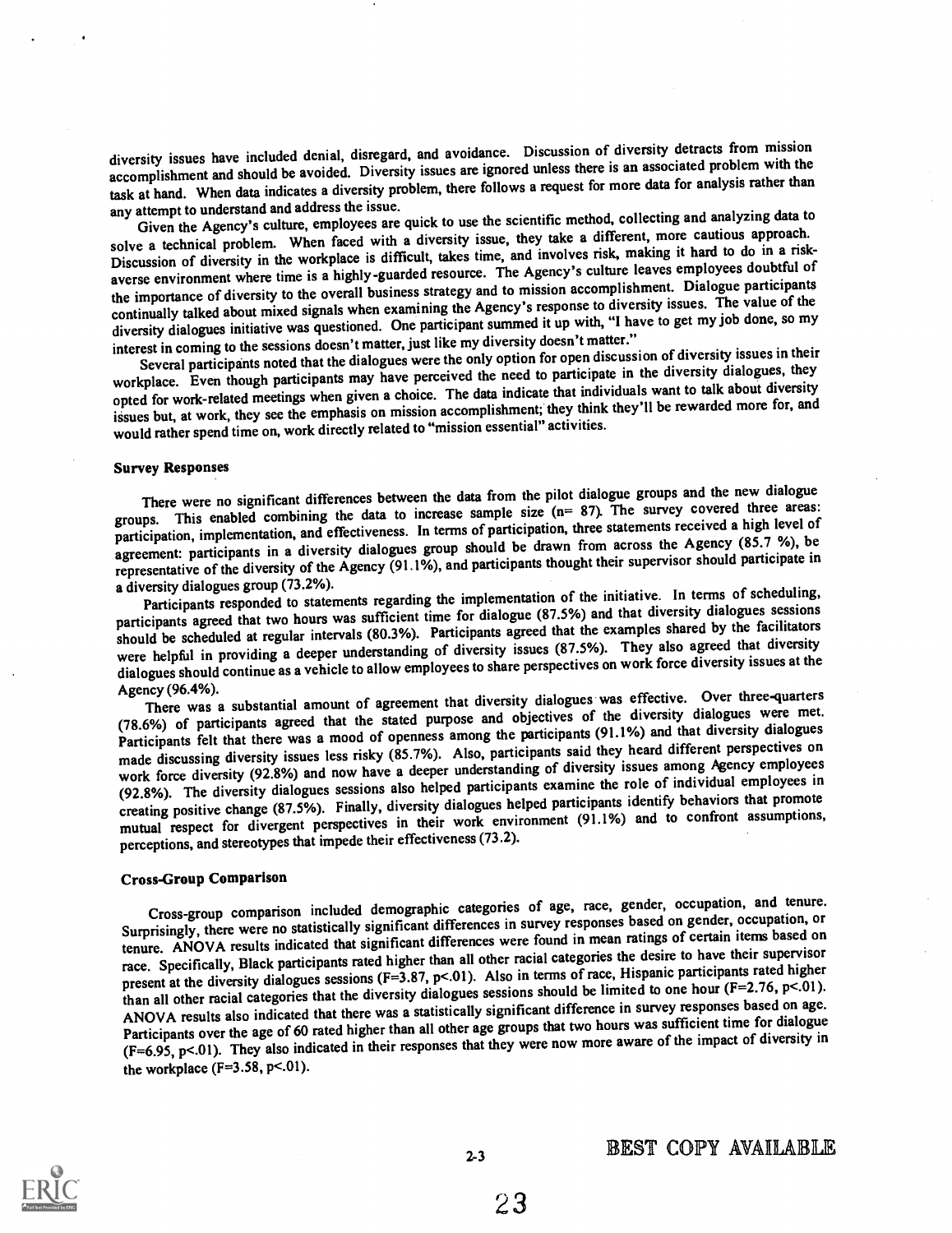diversity issues have included denial, disregard, and avoidance. Discussion of diversity detracts from mission accomplishment and should be avoided. Diversity issues are ignored unless there is an associated problem with the task at hand. When data indicates a diversity problem, there follows a request for more data for analysis rather than any attempt to understand and address the issue.

Given the Agency's culture, employees are quick to use the scientific method, collecting and analyzing data to solve a technical problem. When faced with a diversity issue, they take a different, more cautious approach. Discussion of diversity in the workplace is difficult, takes time, and involves risk, making it hard to do in a risk-averse environment where time is a highly-guarded resource. The Agency's culture leaves employees doubtful of the importance of diversity to the overall business strategy and to mission accomplishment. Dialogue participants continually talked about mixed signals when examining the Agency's response to diversity issues. The value of the diversity dialogues initiative was questioned. One participant summed it up with, "I have to get my job done, so my interest in coming to the sessions doesn't matter, just like my diversity doesn't matter."

Several participants noted that the dialogues were the only option for open discussion of diversity issues in their workplace. Even though participants may have perceived the need to participate in the diversity dialogues, they opted for work-related meetings when given a choice. The data indicate that individuals want to talk about diversity issues but, at work, they see the emphasis on mission accomplishment; they think they'll be rewarded more for, and would rather spend time on, work directly related to "mission essential" activities.

### Survey Responses

There were no significant differences between the data from the pilot dialogue groups and the new dialogue groups. This enabled combining the data to increase sample size (n= 87). The survey covered three areas: participation, implementation, and effectiveness. In terms of participation, three statements received a high level of agreement: participants in a diversity dialogues group should be drawn from across the Agency (85.7 %), be representative of the diversity of the Agency (91.1%), and participants thought their supervisor should participate in a diversity dialogues group (73.2%).

Participants responded to statements regarding the implementation of the initiative. In terms of scheduling, participants agreed that two hours was sufficient time for dialogue (87.5%) and that diversity dialogues sessions should be scheduled at regular intervals (80.3%). Participants agreed that the examples shared by the facilitators were helpful in providing a deeper understanding of diversity issues (87.5%). They also agreed that diversity dialogues should continue as a vehicle to allow employees to share perspectives on work force diversity issues at the Agency (96.4%).

There was a substantial amount of agreement that diversity dialogues was effective. Over three-quarters (78.6%) of participants agreed that the stated purpose and objectives of the diversity dialogues were met. Participants felt that there was a mood of openness among the participants (91.1%) and that diversity dialogues made discussing diversity issues less risky (85.7%). Also, participants said they heard different perspectives on work force diversity (92.8%) and now have a deeper understanding of diversity issues among Agency employees (92.8%). The diversity dialogues sessions also helped participants examine the role of individual employees in creating positive change (87.5%). Finally, diversity dialogues helped participants identify behaviors that promote mutual respect for divergent perspectives in their work environment (91.1%) and to confront assumptions, perceptions, and stereotypes that impede their effectiveness (73.2).

### Cross-Group Comparison

Cross-group comparison included demographic categories of age, race, gender, occupation, and tenure. Surprisingly, there were no statistically significant differences in survey responses based on gender, occupation, or tenure. ANOVA results indicated that significant differences were found in mean ratings of certain items based on race. Specifically, Black participants rated higher than all other racial categories the desire to have their supervisor present at the diversity dialogues sessions ($F=3.87$, $p<.01$). Also in terms of race, Hispanic participants rated higher than all other racial categories that the diversity dialogues sessions should be limited to one hour ($F=2.76$, $p<.01$). ANOVA results also indicated that there was a statistically significant difference in survey responses based on age. Participants over the age of 60 rated higher than all other age groups that two hours was sufficient time for dialogue ($F=6.95$, $p<.01$). They also indicated in their responses that they were now more aware of the impact of diversity in the workplace ($F=3.58$, $p<.01$).

BEST COPY AVAILABLE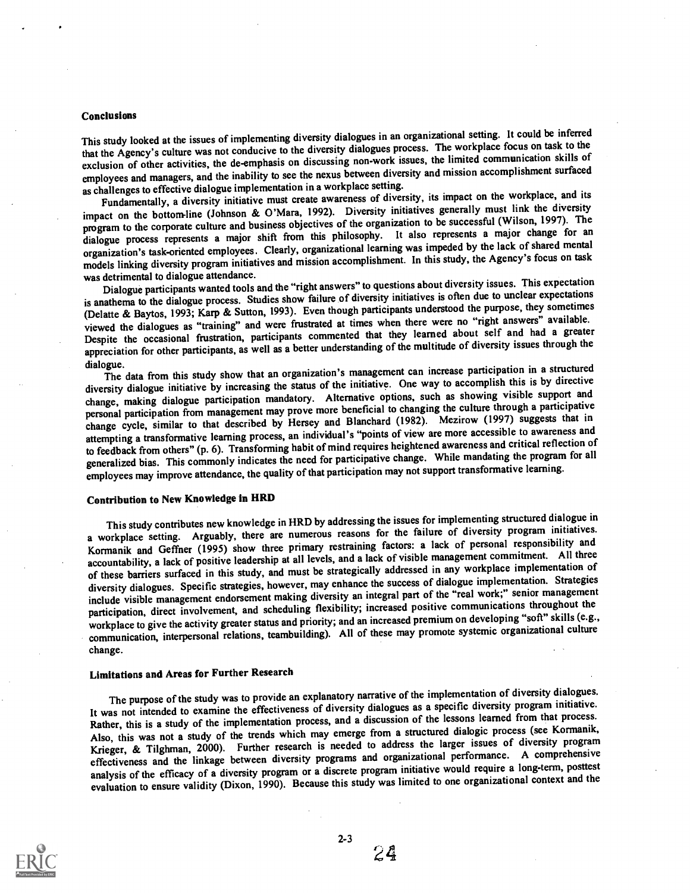### Conclusions

This study looked at the issues of implementing diversity dialogues in an organizational setting. It could be inferred that the Agency's culture was not conducive to the diversity dialogues process. The workplace focus on task to the exclusion of other activities, the de-emphasis on discussing non-work issues, the limited communication skills of employees and managers, and the inability to see the nexus between diversity and mission accomplishment surfaced as challenges to effective dialogue implementation in a workplace setting.

Fundamentally, a diversity initiative must create awareness of diversity, its impact on the workplace, and its impact on the bottom-line (Johnson & O'Mara, 1992). Diversity initiatives generally must link the diversity program to the corporate culture and business objectives of the organization to be successful (Wilson, 1997). The dialogue process represents a major shift from this philosophy. It also represents a major change for an organization's task-oriented employees. Clearly, organizational learning was impeded by the lack of shared mental models linking diversity program initiatives and mission accomplishment. In this study, the Agency's focus on task was detrimental to dialogue attendance.

Dialogue participants wanted tools and the "right answers" to questions about diversity issues. This expectation is anathema to the dialogue process. Studies show failure of diversity initiatives is often due to unclear expectations (Delatte & Baytos, 1993; Karp & Sutton, 1993). Even though participants understood the purpose, they sometimes viewed the dialogues as "training" and were frustrated at times when there were no "right answers" available. Despite the occasional frustration, participants commented that they learned about self and had a greater appreciation for other participants, as well as a better understanding of the multitude of diversity issues through the dialogue.

The data from this study show that an organization's management can increase participation in a structured diversity dialogue initiative by increasing the status of the initiative. One way to accomplish this is by directive change, making dialogue participation mandatory. Alternative options, such as showing visible support and personal participation from management may prove more beneficial to changing the culture through a participative change cycle, similar to that described by Hersey and Blanchard (1982). Mezirow (1997) suggests that in attempting a transformative learning process, an individual's "points of view are more accessible to awareness and to feedback from others" (p. 6). Transforming habit of mind requires heightened awareness and critical reflection of generalized bias. This commonly indicates the need for participative change. While mandating the program for all employees may improve attendance, the quality of that participation may not support transformative learning.

### Contribution to New Knowledge in HRD

This study contributes new knowledge in HRD by addressing the issues for implementing structured dialogue in a workplace setting. Arguably, there are numerous reasons for the failure of diversity program initiatives. Kormanik and Geffner (1995) show three primary restraining factors: a lack of personal responsibility and accountability, a lack of positive leadership at all levels, and a lack of visible management commitment. All three of these barriers surfaced in this study, and must be strategically addressed in any workplace implementation of diversity dialogues. Specific strategies, however, may enhance the success of dialogue implementation. Strategies include visible management endorsement making diversity an integral part of the "real work;" senior management participation, direct involvement, and scheduling flexibility; increased positive communications throughout the workplace to give the activity greater status and priority; and an increased premium on developing "soft" skills (e.g., communication, interpersonal relations, teambuilding). All of these may promote systemic organizational culture change.

### Limitations and Areas for Further Research

The purpose of the study was to provide an explanatory narrative of the implementation of diversity dialogues. It was not intended to examine the effectiveness of diversity dialogues as a specific diversity program initiative. Rather, this is a study of the implementation process, and a discussion of the lessons learned from that process. Also, this was not a study of the trends which may emerge from a structured dialogic process (see Kormanik, Krieger, & Tilghman, 2000). Further research is needed to address the larger issues of diversity program effectiveness and the linkage between diversity programs and organizational performance. A comprehensive analysis of the efficacy of a diversity program or a discrete program initiative would require a long-term, posttest evaluation to ensure validity (Dixon, 1990). Because this study was limited to one organizational context and the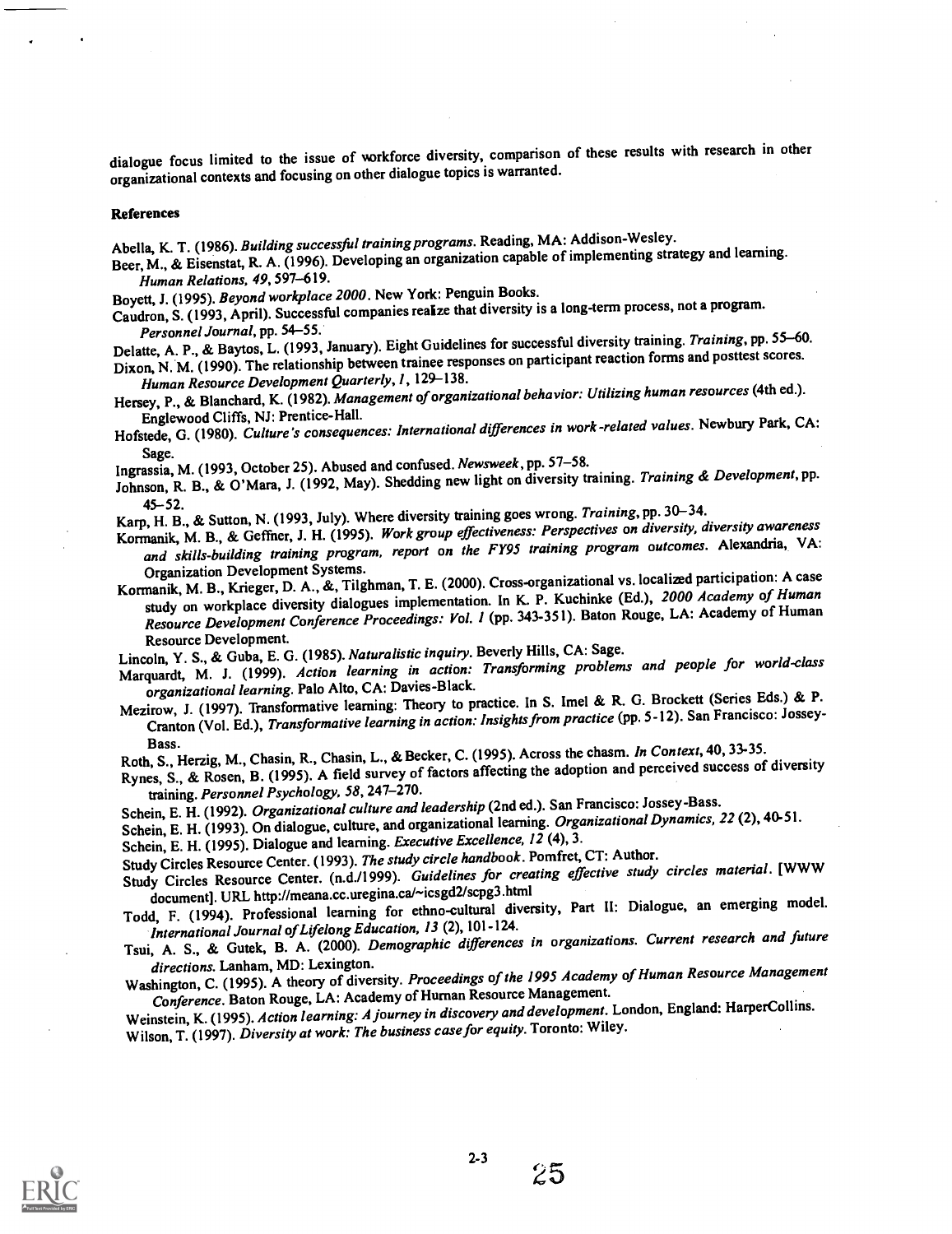dialogue focus limited to the issue of workforce diversity, comparison of these results with research in other organizational contexts and focusing on other dialogue topics is warranted.

**References**

Abella, K. T. (1986). *Building successful training programs*. Reading, MA: Addison-Wesley.

Beer, M., & Eisenstat, R. A. (1996). Developing an organization capable of implementing strategy and learning. *Human Relations, 49*, 597–619.

Boyett, J. (1995). *Beyond workplace 2000*. New York: Penguin Books.

Caudron, S. (1993, April). Successful companies realize that diversity is a long-term process, not a program. *Personnel Journal*, pp. 54–55.

Delatte, A. P., & Baytos, L. (1993, January). Eight Guidelines for successful diversity training. *Training*, pp. 55–60.

Dixon, N. M. (1990). The relationship between trainee responses on participant reaction forms and posttest scores. *Human Resource Development Quarterly, 1*, 129–138.

Hersey, P., & Blanchard, K. (1982). *Management of organizational behavior: Utilizing human resources* (4th ed.). Englewood Cliffs, NJ: Prentice-Hall.

Hofstede, G. (1980). *Culture's consequences: International differences in work-related values*. Newbury Park, CA: Sage.

Ingrassia, M. (1993, October 25). Abused and confused. *Newsweek*, pp. 57–58.

Johnson, R. B., & O'Mara, J. (1992, May). Shedding new light on diversity training. *Training & Development*, pp. 45–52.

Karp, H. B., & Sutton, N. (1993, July). Where diversity training goes wrong. *Training*, pp. 30–34.

Kormanik, M. B., & Geffner, J. H. (1995). *Work group effectiveness: Perspectives on diversity, diversity awareness and skills-building training program, report on the FY95 training program outcomes*. Alexandria, VA: Organization Development Systems.

Kormanik, M. B., Krieger, D. A., &, Tilghman, T. E. (2000). Cross-organizational vs. localized participation: A case study on workplace diversity dialogues implementation. In K. P. Kuchinke (Ed.), *2000 Academy of Human Resource Development Conference Proceedings: Vol. 1* (pp. 343-351). Baton Rouge, LA: Academy of Human Resource Development.

Lincoln, Y. S., & Guba, E. G. (1985). *Naturalistic inquiry*. Beverly Hills, CA: Sage.

Marquardt, M. J. (1999). *Action learning in action: Transforming problems and people for world-class organizational learning*. Palo Alto, CA: Davies-Black.

Mezirow, J. (1997). Transformative learning: Theory to practice. In S. Imel & R. G. Brockett (Series Eds.) & P. Cranton (Vol. Ed.), *Transformative learning in action: Insights from practice* (pp. 5-12). San Francisco: Jossey-Bass.

Roth, S., Herzig, M., Chasin, R., Chasin, L., & Becker, C. (1995). Across the chasm. *In Context*, 40, 33-35.

Rynes, S., & Rosen, B. (1995). A field survey of factors affecting the adoption and perceived success of diversity training. *Personnel Psychology, 58*, 247–270.

Schein, E. H. (1992). *Organizational culture and leadership* (2nd ed.). San Francisco: Jossey-Bass.

Schein, E. H. (1993). On dialogue, culture, and organizational learning. *Organizational Dynamics, 22* (2), 40-51.

Schein, E. H. (1995). Dialogue and learning. *Executive Excellence, 12* (4), 3.

Study Circles Resource Center. (1993). *The study circle handbook*. Pomfret, CT: Author.

Study Circles Resource Center. (n.d./1999). *Guidelines for creating effective study circles material*. [WWW document]. URL http://meana.cc.uregina.ca/~icsgd2/scpg3.html

Todd, F. (1994). Professional learning for ethno-cultural diversity, Part II: Dialogue, an emerging model. *International Journal of Lifelong Education, 13* (2), 101-124.

Tsui, A. S., & Gutek, B. A. (2000). *Demographic differences in organizations. Current research and future directions*. Lanham, MD: Lexington.

Washington, C. (1995). A theory of diversity. *Proceedings of the 1995 Academy of Human Resource Management Conference*. Baton Rouge, LA: Academy of Human Resource Management.

Weinstein, K. (1995). *Action learning: A journey in discovery and development*. London, England: HarperCollins.

Wilson, T. (1997). *Diversity at work: The business case for equity*. Toronto: Wiley.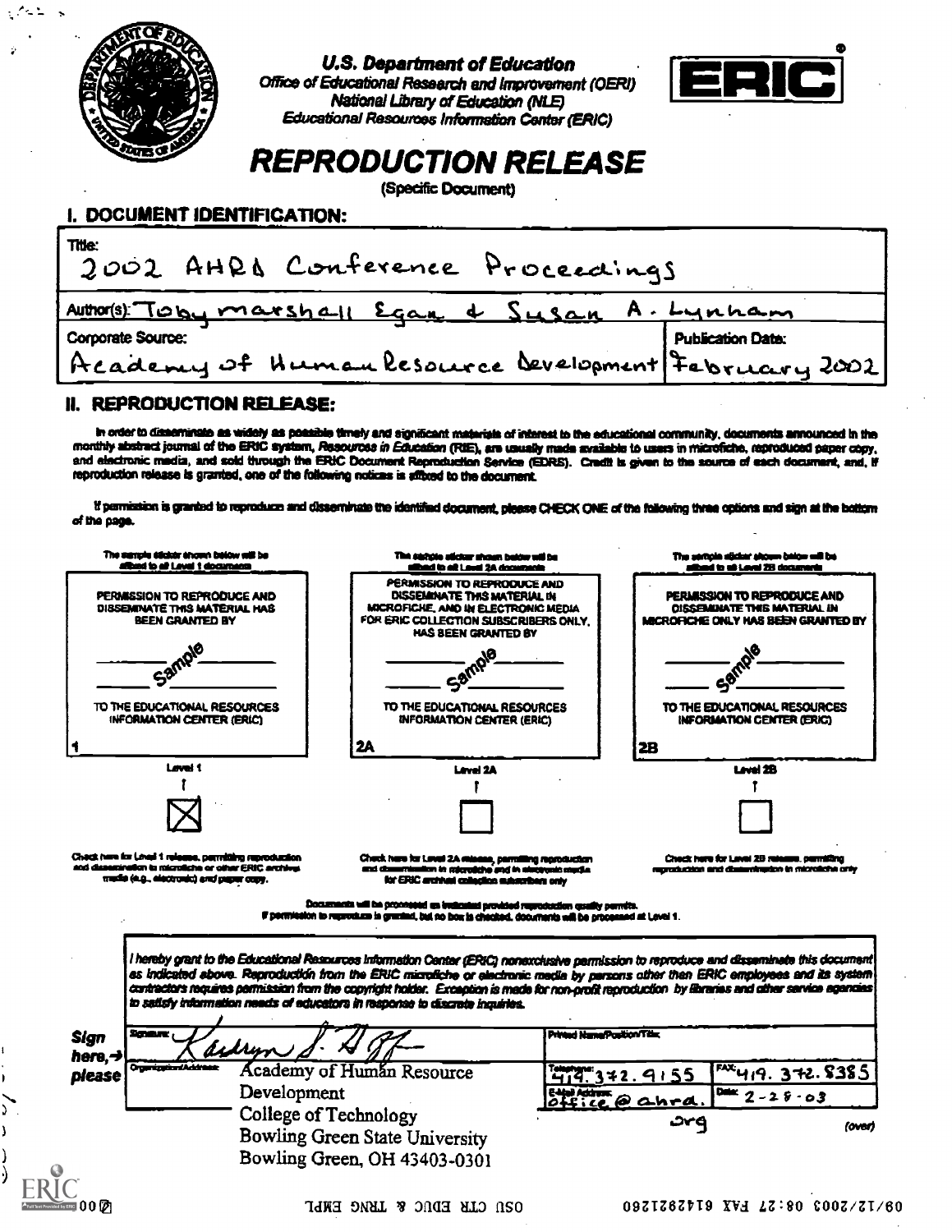U.S. Department of Education
Office of Educational Research and Improvement (OERI)
National Library of Education (NLE)
Educational Resources Information Center (ERIC)

ERIC®

# REPRODUCTION RELEASE

(Specific Document)

## I. DOCUMENT IDENTIFICATION:

Title: 2002 AHRD Conference Proceedings

Author(s): Toby Marshall Egan & Susan A. Lynham

Corporate Source: Academy of Human Resource Development

Publication Date: February 2002

## II. REPRODUCTION RELEASE:

In order to disseminate as widely as possible timely and significant materials of interest to the educational community, documents announced in the monthly abstract journal of the ERIC system, *Resources in Education* (RIE), are usually made available to users in microfiche, reproduced paper copy, and electronic media, and sold through the ERIC Document Reproduction Service (EDRS). Credit is given to the source of each document, and, if reproduction release is granted, one of the following notices is affixed to the document.

If permission is granted to reproduce and disseminate the identified document, please CHECK ONE of the following three options and sign at the bottom of the page.

| The sample sticker shown below will be affixed to all Level 1 documents | The sample sticker shown below will be affixed to all Level 2A documents | The sample sticker shown below will be affixed to all Level 2B documents |
|---|---|---|
| PERMISSION TO REPRODUCE AND DISSEMINATE THIS MATERIAL HAS BEEN GRANTED BY<br>Sample<br>TO THE EDUCATIONAL RESOURCES INFORMATION CENTER (ERIC) | PERMISSION TO REPRODUCE AND DISSEMINATE THIS MATERIAL IN MICROFICHE, AND IN ELECTRONIC MEDIA FOR ERIC COLLECTION SUBSCRIBERS ONLY, HAS BEEN GRANTED BY<br>Sample<br>TO THE EDUCATIONAL RESOURCES INFORMATION CENTER (ERIC) | PERMISSION TO REPRODUCE AND DISSEMINATE THIS MATERIAL IN MICROFICHE ONLY HAS BEEN GRANTED BY<br>Sample<br>TO THE EDUCATIONAL RESOURCES INFORMATION CENTER (ERIC) |
| 1 | 2A | 2B |
| Level 1 | Level 2A | Level 2B |
| ☒ | ☐ | ☐ |
| Check here for Level 1 release, permitting reproduction and dissemination in microfiche or other ERIC archival media (e.g., electronic) and paper copy. | Check here for Level 2A release, permitting reproduction and dissemination in microfiche and in electronic media for ERIC archival collection subscribers only | Check here for Level 2B release, permitting reproduction and dissemination in microfiche only |

Documents will be processed as indicated provided reproduction quality permits.
If permission to reproduce is granted, but no box is checked, documents will be processed at Level 1.

*I hereby grant to the Educational Resources Information Center (ERIC) nonexclusive permission to reproduce and disseminate this document as indicated above. Reproduction from the ERIC microfiche or electronic media by persons other than ERIC employees and its system contractors requires permission from the copyright holder. Exception is made for non-profit reproduction by libraries and other service agencies to satisfy information needs of educators in response to discrete inquiries.*

**Sign here, → please**

Signature: Kathryn S. Hoff

Printed Name/Position/Title:

Organization/Address: Academy of Human Resource Development, College of Technology, Bowling Green State University, Bowling Green, OH 43403-0301

Telephone: 419.372.9155

FAX: 419.372.8385

E-Mail Address: office@ahrd.org

Date: 2-25-03

(over)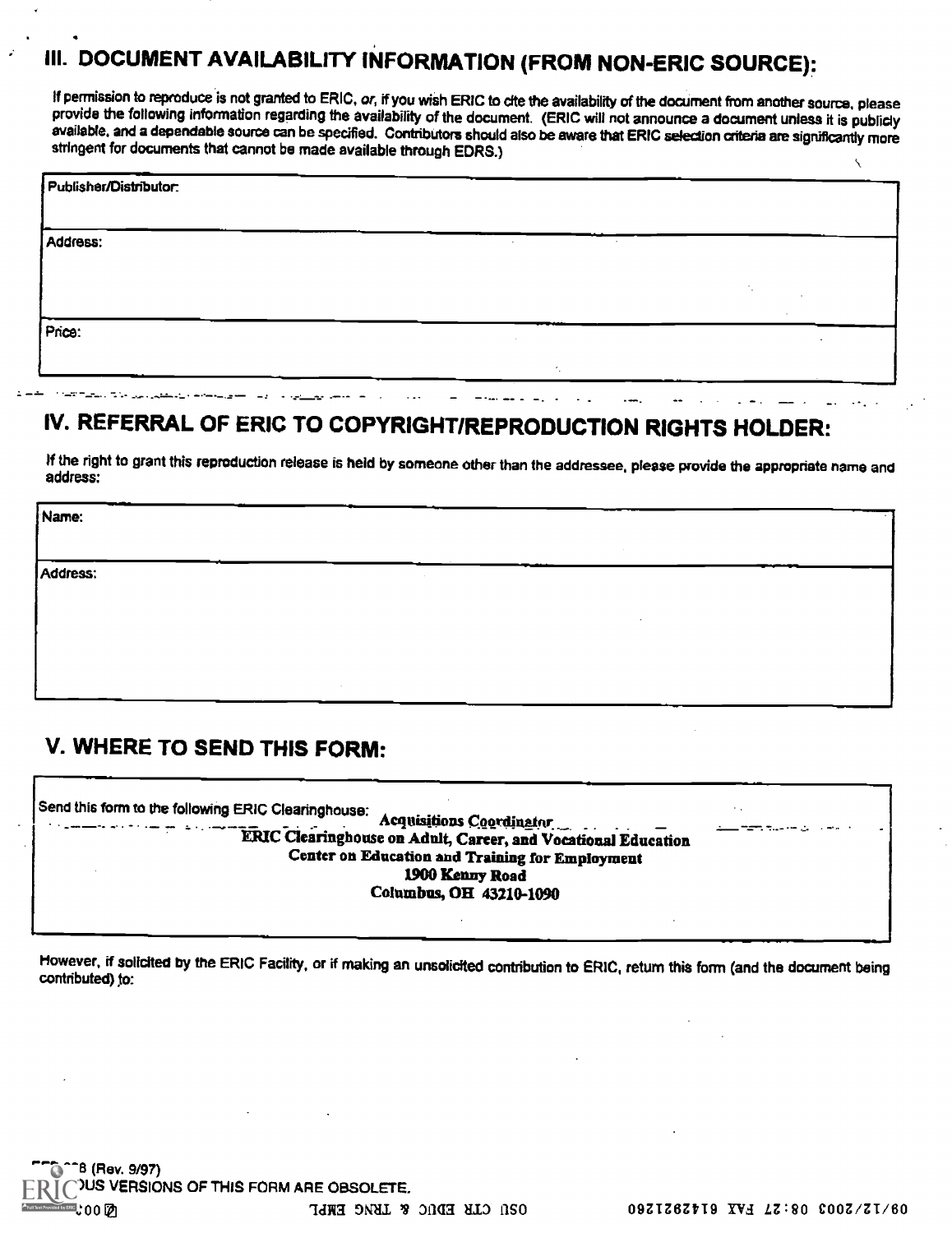## III. DOCUMENT AVAILABILITY INFORMATION (FROM NON-ERIC SOURCE):

If permission to reproduce is not granted to ERIC, *or*, if you wish ERIC to cite the availability of the document from another source, please provide the following information regarding the availability of the document. (ERIC will not announce a document unless it is publicly available, and a dependable source can be specified. Contributors should also be aware that ERIC selection criteria are significantly more stringent for documents that cannot be made available through EDRS.)

| |
|---|
| Publisher/Distributor: |
| Address: |
| Price: |

## IV. REFERRAL OF ERIC TO COPYRIGHT/REPRODUCTION RIGHTS HOLDER:

If the right to grant this reproduction release is held by someone other than the addressee, please provide the appropriate name and address:

| |
|---|
| Name: |
| Address: |

## V. WHERE TO SEND THIS FORM:

Send this form to the following ERIC Clearinghouse:

**Acquisitions Coordinator**
**ERIC Clearinghouse on Adult, Career, and Vocational Education**
**Center on Education and Training for Employment**
**1900 Kenny Road**
**Columbus, OH 43210-1090**

However, if solicited by the ERIC Facility, or if making an unsolicited contribution to ERIC, return this form (and the document being contributed) to:

8 (Rev. 9/97)
US VERSIONS OF THIS FORM ARE OBSOLETE.

09/12/2003 08:27 FAX 6142921260 OSU CTR EDUC & TRNG EMPL 004